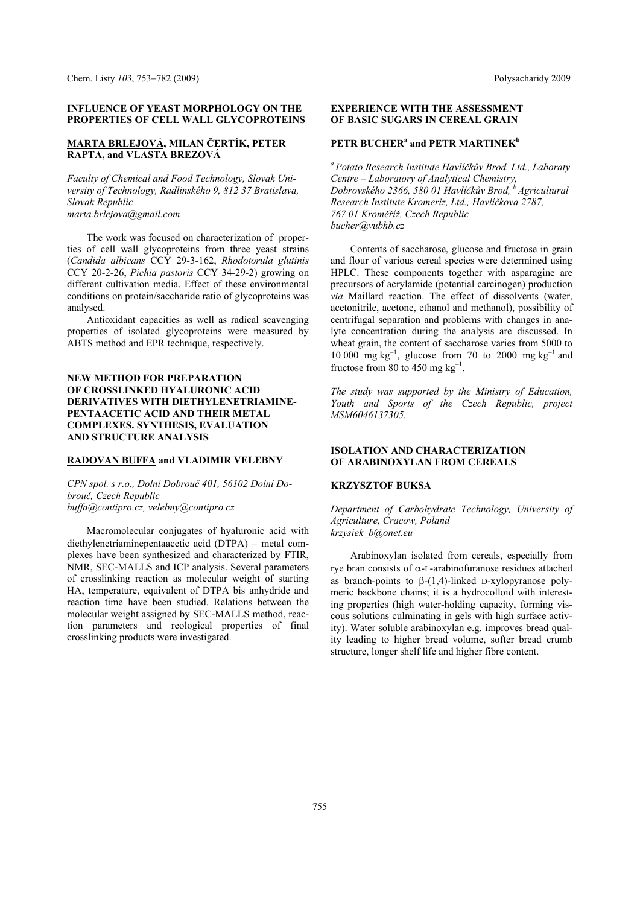## INFLUENCE OF YEAST MORPHOLOGY ON THE PROPERTIES OF CELL WALL GLYCOPROTEINS

**MARTA BRLEJOVÁ, MILAN ČERTÍK, PETER RAPTA, and VLASTA BREZOVÁ**

*Faculty of Chemical and Food Technology, Slovak University of Technology, Radlinského 9, 812 37 Bratislava, Slovak Republic*
*marta.brlejova@gmail.com*

The work was focused on characterization of properties of cell wall glycoproteins from three yeast strains (*Candida albicans* CCY 29-3-162, *Rhodotorula glutinis* CCY 20-2-26, *Pichia pastoris* CCY 34-29-2) growing on different cultivation media. Effect of these environmental conditions on protein/saccharide ratio of glycoproteins was analysed.

Antioxidant capacities as well as radical scavenging properties of isolated glycoproteins were measured by ABTS method and EPR technique, respectively.

## NEW METHOD FOR PREPARATION OF CROSSLINKED HYALURONIC ACID DERIVATIVES WITH DIETHYLENETRIAMINE-PENTAACETIC ACID AND THEIR METAL COMPLEXES. SYNTHESIS, EVALUATION AND STRUCTURE ANALYSIS

**RADOVAN BUFFA and VLADIMIR VELEBNY**

*CPN spol. s r.o., Dolní Dobrouč 401, 56102 Dolní Dobrouč, Czech Republic*
*buffa@contipro.cz, velebny@contipro.cz*

Macromolecular conjugates of hyaluronic acid with diethylenetriaminepentaacetic acid (DTPA) – metal complexes have been synthesized and characterized by FTIR, NMR, SEC-MALLS and ICP analysis. Several parameters of crosslinking reaction as molecular weight of starting HA, temperature, equivalent of DTPA bis anhydride and reaction time have been studied. Relations between the molecular weight assigned by SEC-MALLS method, reaction parameters and reological properties of final crosslinking products were investigated.

## EXPERIENCE WITH THE ASSESSMENT OF BASIC SUGARS IN CEREAL GRAIN

**PETR BUCHER[a] and PETR MARTINEK[b]**

[a] *Potato Research Institute Havlíčkův Brod, Ltd., Laboraty Centre – Laboratory of Analytical Chemistry, Dobrovského 2366, 580 01 Havlíčkův Brod,* [b] *Agricultural Research Institute Kromeriz, Ltd., Havlíčkova 2787, 767 01 Kroměříž, Czech Republic*
*bucher@vubhb.cz*

Contents of saccharose, glucose and fructose in grain and flour of various cereal species were determined using HPLC. These components together with asparagine are precursors of acrylamide (potential carcinogen) production *via* Maillard reaction. The effect of dissolvents (water, acetonitrile, acetone, ethanol and methanol), possibility of centrifugal separation and problems with changes in analyte concentration during the analysis are discussed. In wheat grain, the content of saccharose varies from 5000 to 10 000 mg kg$^{-1}$, glucose from 70 to 2000 mg kg$^{-1}$ and fructose from 80 to 450 mg kg$^{-1}$.

*The study was supported by the Ministry of Education, Youth and Sports of the Czech Republic, project MSM6046137305.*

## ISOLATION AND CHARACTERIZATION OF ARABINOXYLAN FROM CEREALS

**KRZYSZTOF BUKSA**

*Department of Carbohydrate Technology, University of Agriculture, Cracow, Poland*
*krzysiek_b@onet.eu*

Arabinoxylan isolated from cereals, especially from rye bran consists of α-L-arabinofuranose residues attached as branch-points to β-(1,4)-linked D-xylopyranose polymeric backbone chains; it is a hydrocolloid with interesting properties (high water-holding capacity, forming viscous solutions culminating in gels with high surface activity). Water soluble arabinoxylan e.g. improves bread quality leading to higher bread volume, softer bread crumb structure, longer shelf life and higher fibre content.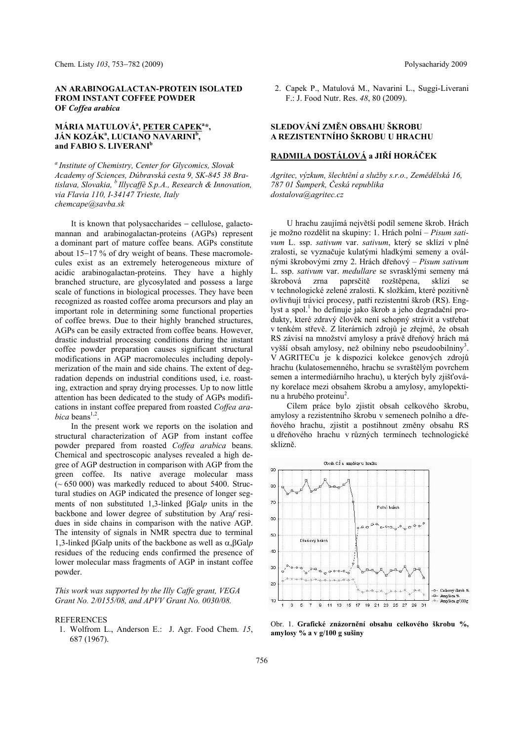## AN ARABINOGALACTAN-PROTEIN ISOLATED FROM INSTANT COFFEE POWDER OF *Coffea arabica*

**MÁRIA MATULOVÁ[a], PETER CAPEK[a]\*, JÁN KOZÁK[a], LUCIANO NAVARINI[b], and FABIO S. LIVERANI[b]**

*[a] Institute of Chemistry, Center for Glycomics, Slovak Academy of Sciences, Dúbravská cesta 9, SK-845 38 Bratislava, Slovakia, [b] Illycaffè S.p.A., Research & Innovation, via Flavia 110, I-34147 Trieste, Italy*
*chemcape@savba.sk*

It is known that polysaccharides – cellulose, galactomannan and arabinogalactan-proteins (AGPs) represent a dominant part of mature coffee beans. AGPs constitute about 15–17 % of dry weight of beans. These macromolecules exist as an extremely heterogeneous mixture of acidic arabinogalactan-proteins. They have a highly branched structure, are glycosylated and possess a large scale of functions in biological processes. They have been recognized as roasted coffee aroma precursors and play an important role in determining some functional properties of coffee brews. Due to their highly branched structures, AGPs can be easily extracted from coffee beans. However, drastic industrial processing conditions during the instant coffee powder preparation causes significant structural modifications in AGP macromolecules including depolymerization of the main and side chains. The extent of degradation depends on industrial conditions used, i.e. roasting, extraction and spray drying processes. Up to now little attention has been dedicated to the study of AGPs modifications in instant coffee prepared from roasted *Coffea arabica* beans[1,2].

In the present work we reports on the isolation and structural characterization of AGP from instant coffee powder prepared from roasted *Coffea arabica* beans. Chemical and spectroscopic analyses revealed a high degree of AGP destruction in comparison with AGP from the green coffee. Its native average molecular mass (~ 650 000) was markedly reduced to about 5400. Structural studies on AGP indicated the presence of longer segments of non substituted 1,3-linked βGal*p* units in the backbone and lower degree of substitution by Ara*f* residues in side chains in comparison with the native AGP. The intensity of signals in NMR spectra due to terminal 1,3-linked βGalp units of the backbone as well as α,βGal*p* residues of the reducing ends confirmed the presence of lower molecular mass fragments of AGP in instant coffee powder.

*This work was supported by the Illy Caffe grant, VEGA Grant No. 2/0155/08, and APVV Grant No. 0030/08.*

REFERENCES

1. Wolfrom L., Anderson E.: J. Agr. Food Chem. *15*, 687 (1967).
2. Capek P., Matulová M., Navarini L., Suggi-Liverani F.: J. Food Nutr. Res. *48*, 80 (2009).

## SLEDOVÁNÍ ZMĚN OBSAHU ŠKROBU A REZISTENTNÍHO ŠKROBU U HRACHU

**RADMILA DOSTÁLOVÁ a JIŘÍ HORÁČEK**

*Agritec, výzkum, šlechtění a služby s.r.o., Zemědělská 16, 787 01 Šumperk, Česká republika*
*dostalova@agritec.cz*

U hrachu zaujímá největší podíl semene škrob. Hrách je možno rozdělit na skupiny: 1. Hrách polní – *Pisum sativum* L. ssp. *sativum* var. *sativum*, který se sklízí v plné zralosti, se vyznačuje kulatými hladkými semeny a oválnými škrobovými zrny 2. Hrách dřeňový – *Pisum sativum* L. ssp. *sativum* var. *medullare* se svrasklými semeny má škrobová zrna paprsčitě rozštěpena, sklízí se v technologické zelené zralosti. K složkám, které pozitivně ovlivňují trávicí procesy, patří rezistentní škrob (RS). Englyst a spol.[1] ho definuje jako škrob a jeho degradační produkty, které zdravý člověk není schopný strávit a vstřebat v tenkém střevě. Z literárních zdrojů je zřejmé, že obsah RS závisí na množství amylosy a právě dřeňový hrách má vyšší obsah amylosy, než obilniny nebo pseudoobilniny[3]. V AGRITECu je k dispozici kolekce genových zdrojů hrachu (kulatosemenného, hrachu se svraštělým povrchem semen a intermediárního hrachu), u kterých byly zjišťovány korelace mezi obsahem škrobu a amylosy, amylopektinu a hrubého proteinu[2].

Cílem práce bylo zjistit obsah celkového škrobu, amylosy a rezistentního škrobu v semenech polního a dřeňového hrachu, zjistit a postihnout změny obsahu RS u dřeňového hrachu v různých termínech technologické sklizně.

Obr. 1. **Grafické znázornění obsahu celkového škrobu %, amylosy % a v g/100 g sušiny**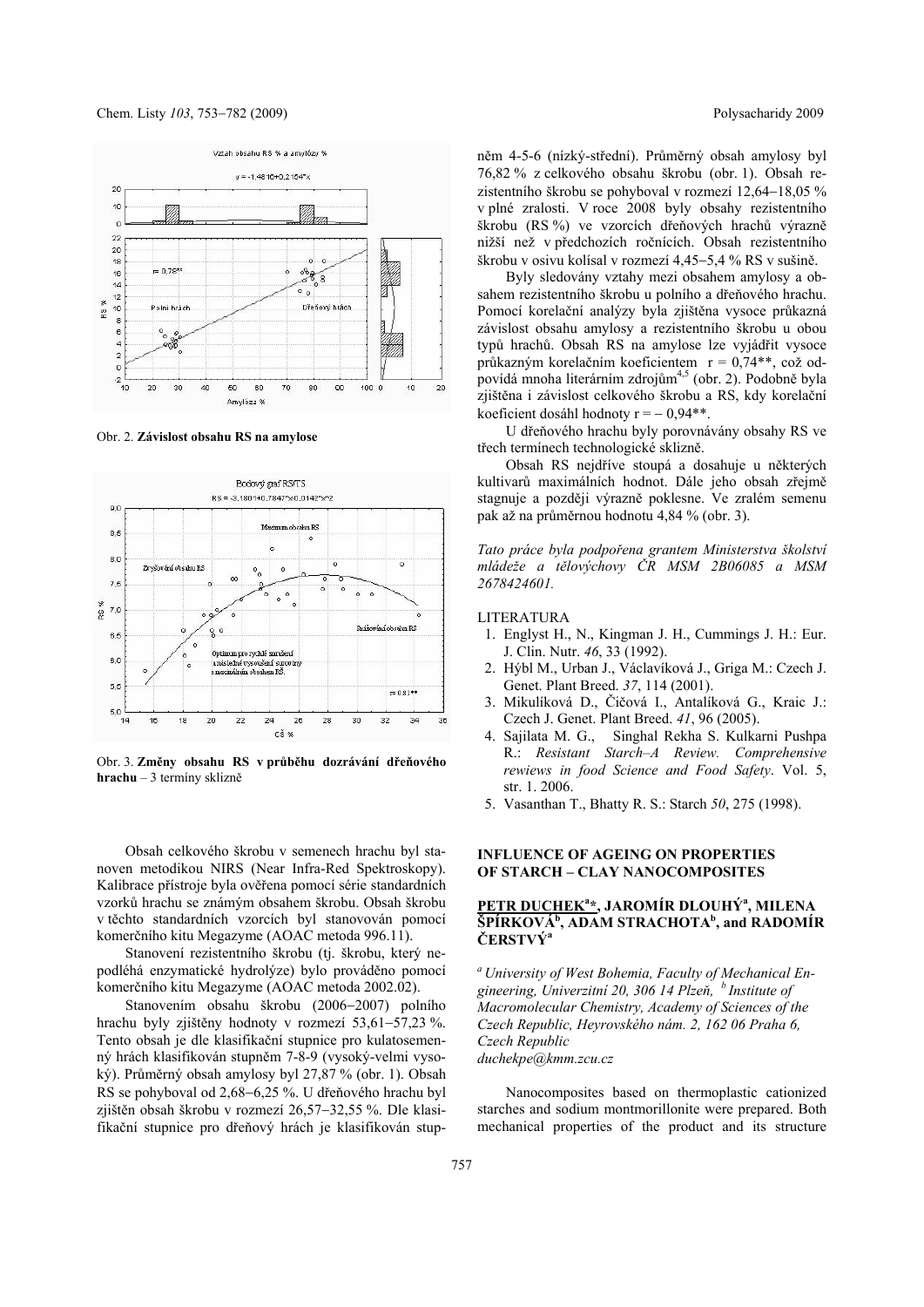Obr. 2. **Závislost obsahu RS na amylose**

Obr. 3. **Změny obsahu RS v průběhu dozrávání dřeňového hrachu** – 3 termíny sklizně

Obsah celkového škrobu v semenech hrachu byl stanoven metodikou NIRS (Near Infra-Red Spektroskopy). Kalibrace přístroje byla ověřena pomocí série standardních vzorků hrachu se známým obsahem škrobu. Obsah škrobu v těchto standardních vzorcích byl stanovován pomocí komerčního kitu Megazyme (AOAC metoda 996.11).

Stanovení rezistentního škrobu (tj. škrobu, který nepodléhá enzymatické hydrolýze) bylo prováděno pomocí komerčního kitu Megazyme (AOAC metoda 2002.02).

Stanovením obsahu škrobu (2006–2007) polního hrachu byly zjištěny hodnoty v rozmezí 53,61–57,23 %. Tento obsah je dle klasifikační stupnice pro kulatosemenný hrách klasifikován stupněm 7-8-9 (vysoký-velmi vysoký). Průměrný obsah amylosy byl 27,87 % (obr. 1). Obsah RS se pohyboval od 2,68–6,25 %. U dřeňového hrachu byl zjištěn obsah škrobu v rozmezí 26,57–32,55 %. Dle klasifikační stupnice pro dřeňový hrách je klasifikován stupněm 4-5-6 (nízký-střední). Průměrný obsah amylosy byl 76,82 % z celkového obsahu škrobu (obr. 1). Obsah rezistentního škrobu se pohyboval v rozmezí 12,64–18,05 % v plné zralosti. V roce 2008 byly obsahy rezistentního škrobu (RS %) ve vzorcích dřeňových hrachů výrazně nižší než v předchozích ročnících. Obsah rezistentního škrobu v osivu kolísal v rozmezí 4,45–5,4 % RS v sušině.

Byly sledovány vztahy mezi obsahem amylosy a obsahem rezistentního škrobu u polního a dřeňového hrachu. Pomocí korelační analýzy byla zjištěna vysoce průkazná závislost obsahu amylosy a rezistentního škrobu u obou typů hrachů. Obsah RS na amylose lze vyjádřit vysoce průkazným korelačním koeficientem $r = 0{,}74^{**}$, což odpovídá mnoha literárním zdrojům[4,5] (obr. 2). Podobně byla zjištěna i závislost celkového škrobu a RS, kdy korelační koeficient dosáhl hodnoty $r = -0{,}94^{**}$.

U dřeňového hrachu byly porovnávány obsahy RS ve třech termínech technologické sklizně.

Obsah RS nejdříve stoupá a dosahuje u některých kultivarů maximálních hodnot. Dále jeho obsah zřejmě stagnuje a později výrazně poklesne. Ve zralém semenu pak až na průměrnou hodnotu 4,84 % (obr. 3).

*Tato práce byla podpořena grantem Ministerstva školství mládeže a tělovýchovy ČR MSM 2B06085 a MSM 2678424601.*

LITERATURA

1. Englyst H., N., Kingman J. H., Cummings J. H.: Eur. J. Clin. Nutr. *46*, 33 (1992).
2. Hýbl M., Urban J., Václavíková J., Griga M.: Czech J. Genet. Plant Breed. *37*, 114 (2001).
3. Mikulíková D., Čičová I., Antalíková G., Kraic J.: Czech J. Genet. Plant Breed. *41*, 96 (2005).
4. Sajilata M. G., Singhal Rekha S. Kulkarni Pushpa R.: *Resistant Starch–A Review. Comprehensive rewiews in food Science and Food Safety*. Vol. 5, str. 1. 2006.
5. Vasanthan T., Bhatty R. S.: Starch *50*, 275 (1998).

## INFLUENCE OF AGEING ON PROPERTIES OF STARCH – CLAY NANOCOMPOSITES

**PETR DUCHEK[a]*, JAROMÍR DLOUHÝ[a], MILENA ŠPÍRKOVÁ[b], ADAM STRACHOTA[b], and RADOMÍR ČERSTVÝ[a]**

[a] *University of West Bohemia, Faculty of Mechanical Engineering, Univerzitní 20, 306 14 Plzeň,* [b] *Institute of Macromolecular Chemistry, Academy of Sciences of the Czech Republic, Heyrovského nám. 2, 162 06 Praha 6, Czech Republic*
*duchekpe@kmm.zcu.cz*

Nanocomposites based on thermoplastic cationized starches and sodium montmorillonite were prepared. Both mechanical properties of the product and its structure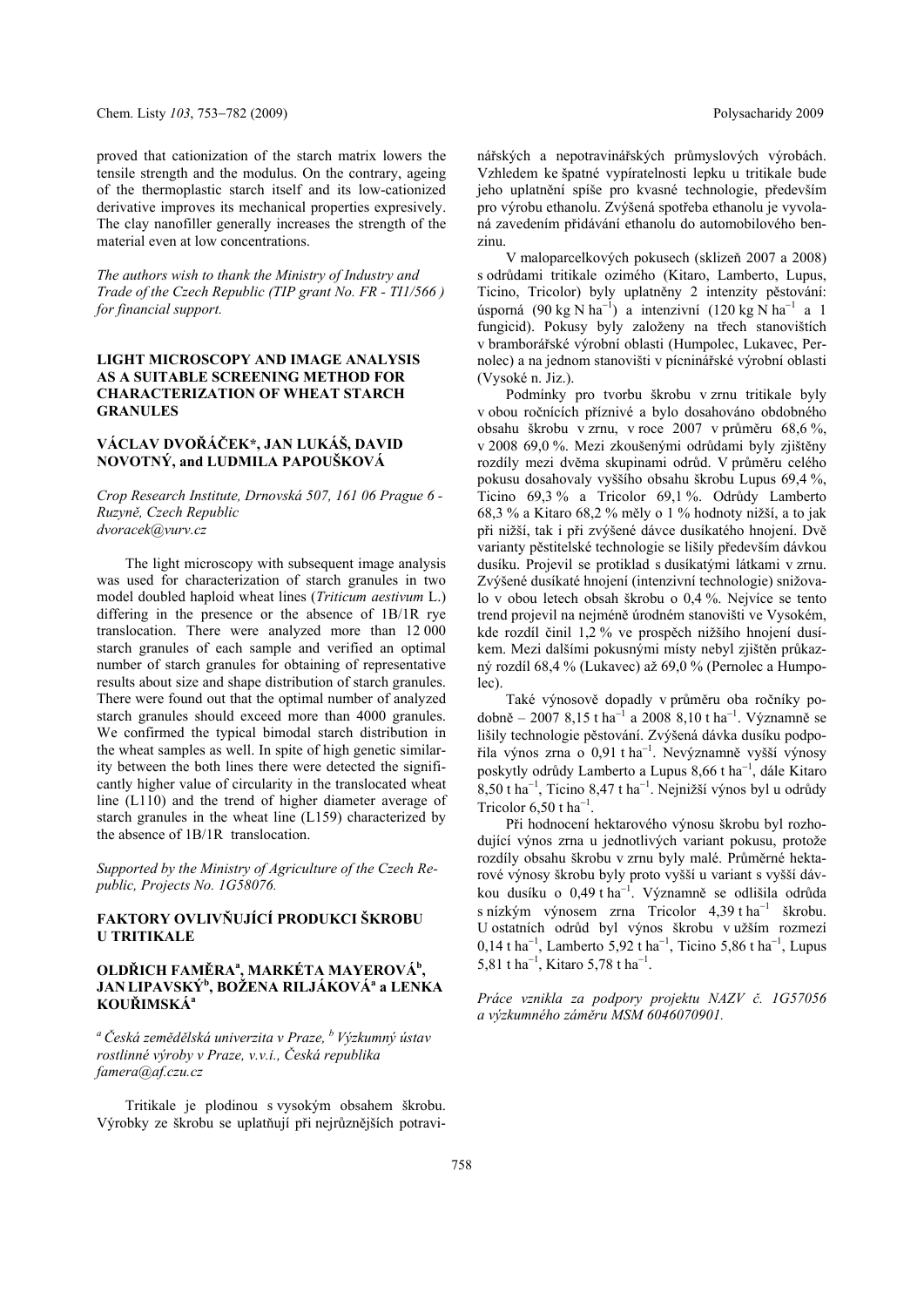proved that cationization of the starch matrix lowers the tensile strength and the modulus. On the contrary, ageing of the thermoplastic starch itself and its low-cationized derivative improves its mechanical properties expresively. The clay nanofiller generally increases the strength of the material even at low concentrations.

*The authors wish to thank the Ministry of Industry and Trade of the Czech Republic (TIP grant No. FR - TI1/566 ) for financial support.*

## LIGHT MICROSCOPY AND IMAGE ANALYSIS AS A SUITABLE SCREENING METHOD FOR CHARACTERIZATION OF WHEAT STARCH GRANULES

### VÁCLAV DVOŘÁČEK*, JAN LUKÁŠ, DAVID NOVOTNÝ, and LUDMILA PAPOUŠKOVÁ

*Crop Research Institute, Drnovská 507, 161 06 Prague 6 - Ruzyně, Czech Republic*
*dvoracek@vurv.cz*

The light microscopy with subsequent image analysis was used for characterization of starch granules in two model doubled haploid wheat lines (*Triticum aestivum* L.) differing in the presence or the absence of 1B/1R rye translocation. There were analyzed more than 12 000 starch granules of each sample and verified an optimal number of starch granules for obtaining of representative results about size and shape distribution of starch granules. There were found out that the optimal number of analyzed starch granules should exceed more than 4000 granules. We confirmed the typical bimodal starch distribution in the wheat samples as well. In spite of high genetic similarity between the both lines there were detected the significantly higher value of circularity in the translocated wheat line (L110) and the trend of higher diameter average of starch granules in the wheat line (L159) characterized by the absence of 1B/1R translocation.

*Supported by the Ministry of Agriculture of the Czech Republic, Projects No. 1G58076.*

## FAKTORY OVLIVŇUJÍCÍ PRODUKCI ŠKROBU U TRITIKALE

### OLDŘICH FAMĚRA[a], MARKÉTA MAYEROVÁ[b], JAN LIPAVSKÝ[b], BOŽENA RILJÁKOVÁ[a] a LENKA KOUŘIMSKÁ[a]

*[a] Česká zemědělská univerzita v Praze, [b] Výzkumný ústav rostlinné výroby v Praze, v.v.i., Česká republika*
*famera@af.czu.cz*

Tritikale je plodinou s vysokým obsahem škrobu. Výrobky ze škrobu se uplatňují při nejrůznějších potravinářských a nepotravinářských průmyslových výrobách. Vzhledem ke špatné vypíratelnosti lepku u tritikale bude jeho uplatnění spíše pro kvasné technologie, především pro výrobu ethanolu. Zvýšená spotřeba ethanolu je vyvolaná zavedením přidávání ethanolu do automobilového benzinu.

V maloparcelkových pokusech (sklizeň 2007 a 2008) s odrůdami tritikale ozimého (Kitaro, Lamberto, Lupus, Ticino, Tricolor) byly uplatněny 2 intenzity pěstování: úsporná (90 kg N ha$^{-1}$) a intenzivní (120 kg N ha$^{-1}$ a 1 fungicid). Pokusy byly založeny na třech stanovištích v bramborářské výrobní oblasti (Humpolec, Lukavec, Pernolec) a na jednom stanovišti v pícninářské výrobní oblasti (Vysoké n. Jiz.).

Podmínky pro tvorbu škrobu v zrnu tritikale byly v obou ročnících příznivé a bylo dosahováno obdobného obsahu škrobu v zrnu, v roce 2007 v průměru 68,6 %, v 2008 69,0 %. Mezi zkoušenými odrůdami byly zjištěny rozdíly mezi dvěma skupinami odrůd. V průměru celého pokusu dosahovaly vyššího obsahu škrobu Lupus 69,4 %, Ticino 69,3 % a Tricolor 69,1 %. Odrůdy Lamberto 68,3 % a Kitaro 68,2 % měly o 1 % hodnoty nižší, a to jak při nižší, tak i při zvýšené dávce dusíkatého hnojení. Dvě varianty pěstitelské technologie se lišily především dávkou dusíku. Projevil se protiklad s dusíkatými látkami v zrnu. Zvýšené dusíkaté hnojení (intenzivní technologie) snižovalo v obou letech obsah škrobu o 0,4 %. Nejvíce se tento trend projevil na nejméně úrodném stanovišti ve Vysokém, kde rozdíl činil 1,2 % ve prospěch nižšího hnojení dusíkem. Mezi dalšími pokusnými místy nebyl zjištěn průkazný rozdíl 68,4 % (Lukavec) až 69,0 % (Pernolec a Humpolec).

Také výnosově dopadly v průměru oba ročníky podobně – 2007 8,15 t ha$^{-1}$ a 2008 8,10 t ha$^{-1}$. Významně se lišily technologie pěstování. Zvýšená dávka dusíku podpořila výnos zrna o 0,91 t ha$^{-1}$. Nevýznamně vyšší výnosy poskytly odrůdy Lamberto a Lupus 8,66 t ha$^{-1}$, dále Kitaro 8,50 t ha$^{-1}$, Ticino 8,47 t ha$^{-1}$. Nejnižší výnos byl u odrůdy Tricolor 6,50 t ha$^{-1}$.

Při hodnocení hektarového výnosu škrobu byl rozhodující výnos zrna u jednotlivých variant pokusu, protože rozdíly obsahu škrobu v zrnu byly malé. Průměrné hektarové výnosy škrobu byly proto vyšší u variant s vyšší dávkou dusíku o 0,49 t ha$^{-1}$. Významně se odlišila odrůda s nízkým výnosem zrna Tricolor 4,39 t ha$^{-1}$ škrobu. U ostatních odrůd byl výnos škrobu v užším rozmezí 0,14 t ha$^{-1}$, Lamberto 5,92 t ha$^{-1}$, Ticino 5,86 t ha$^{-1}$, Lupus 5,81 t ha$^{-1}$, Kitaro 5,78 t ha$^{-1}$.

*Práce vznikla za podpory projektu NAZV č. 1G57056 a výzkumného záměru MSM 6046070901.*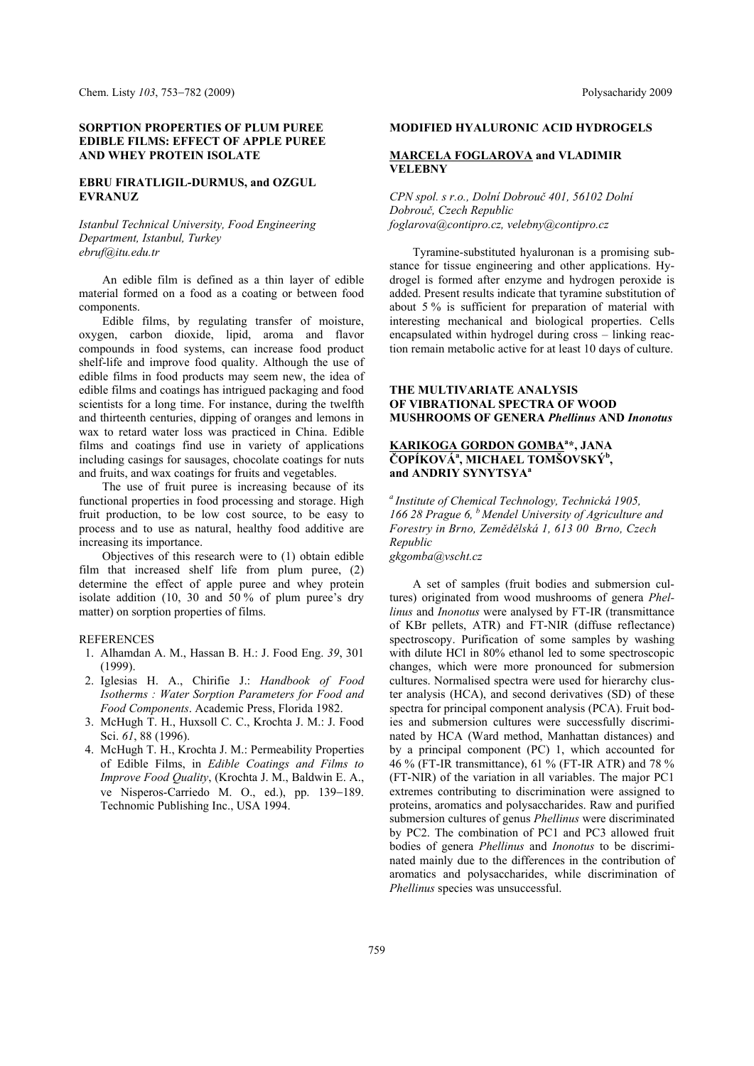## SORPTION PROPERTIES OF PLUM PUREE EDIBLE FILMS: EFFECT OF APPLE PUREE AND WHEY PROTEIN ISOLATE

### EBRU FIRATLIGIL-DURMUS, and OZGUL EVRANUZ

*Istanbul Technical University, Food Engineering Department, Istanbul, Turkey*
*ebruf@itu.edu.tr*

An edible film is defined as a thin layer of edible material formed on a food as a coating or between food components.

Edible films, by regulating transfer of moisture, oxygen, carbon dioxide, lipid, aroma and flavor compounds in food systems, can increase food product shelf-life and improve food quality. Although the use of edible films in food products may seem new, the idea of edible films and coatings has intrigued packaging and food scientists for a long time. For instance, during the twelfth and thirteenth centuries, dipping of oranges and lemons in wax to retard water loss was practiced in China. Edible films and coatings find use in variety of applications including casings for sausages, chocolate coatings for nuts and fruits, and wax coatings for fruits and vegetables.

The use of fruit puree is increasing because of its functional properties in food processing and storage. High fruit production, to be low cost source, to be easy to process and to use as natural, healthy food additive are increasing its importance.

Objectives of this research were to (1) obtain edible film that increased shelf life from plum puree, (2) determine the effect of apple puree and whey protein isolate addition (10, 30 and 50 % of plum puree's dry matter) on sorption properties of films.

REFERENCES

1. Alhamdan A. M., Hassan B. H.: J. Food Eng. *39*, 301 (1999).
2. Iglesias H. A., Chirifie J.: *Handbook of Food Isotherms : Water Sorption Parameters for Food and Food Components*. Academic Press, Florida 1982.
3. McHugh T. H., Huxsoll C. C., Krochta J. M.: J. Food Sci. *61*, 88 (1996).
4. McHugh T. H., Krochta J. M.: Permeability Properties of Edible Films, in *Edible Coatings and Films to Improve Food Quality*, (Krochta J. M., Baldwin E. A., ve Nisperos-Carriedo M. O., ed.), pp. 139–189. Technomic Publishing Inc., USA 1994.

## MODIFIED HYALURONIC ACID HYDROGELS

### MARCELA FOGLAROVA and VLADIMIR VELEBNY

*CPN spol. s r.o., Dolní Dobrouč 401, 56102 Dolní Dobrouč, Czech Republic*
*foglarova@contipro.cz, velebny@contipro.cz*

Tyramine-substituted hyaluronan is a promising substance for tissue engineering and other applications. Hydrogel is formed after enzyme and hydrogen peroxide is added. Present results indicate that tyramine substitution of about 5 % is sufficient for preparation of material with interesting mechanical and biological properties. Cells encapsulated within hydrogel during cross – linking reaction remain metabolic active for at least 10 days of culture.

## THE MULTIVARIATE ANALYSIS OF VIBRATIONAL SPECTRA OF WOOD MUSHROOMS OF GENERA *Phellinus* AND *Inonotus*

### KARIKOGA GORDON GOMBA[a]*, JANA ČOPÍKOVÁ[a], MICHAEL TOMŠOVSKÝ[b], and ANDRIY SYNYTSYA[a]

[a] *Institute of Chemical Technology, Technická 1905, 166 28 Prague 6,* [b] *Mendel University of Agriculture and Forestry in Brno, Zemědělská 1, 613 00 Brno, Czech Republic*
*gkgomba@vscht.cz*

A set of samples (fruit bodies and submersion cultures) originated from wood mushrooms of genera *Phellinus* and *Inonotus* were analysed by FT-IR (transmittance of KBr pellets, ATR) and FT-NIR (diffuse reflectance) spectroscopy. Purification of some samples by washing with dilute HCl in 80% ethanol led to some spectroscopic changes, which were more pronounced for submersion cultures. Normalised spectra were used for hierarchy cluster analysis (HCA), and second derivatives (SD) of these spectra for principal component analysis (PCA). Fruit bodies and submersion cultures were successfully discriminated by HCA (Ward method, Manhattan distances) and by a principal component (PC) 1, which accounted for 46 % (FT-IR transmittance), 61 % (FT-IR ATR) and 78 % (FT-NIR) of the variation in all variables. The major PC1 extremes contributing to discrimination were assigned to proteins, aromatics and polysaccharides. Raw and purified submersion cultures of genus *Phellinus* were discriminated by PC2. The combination of PC1 and PC3 allowed fruit bodies of genera *Phellinus* and *Inonotus* to be discriminated mainly due to the differences in the contribution of aromatics and polysaccharides, while discrimination of *Phellinus* species was unsuccessful.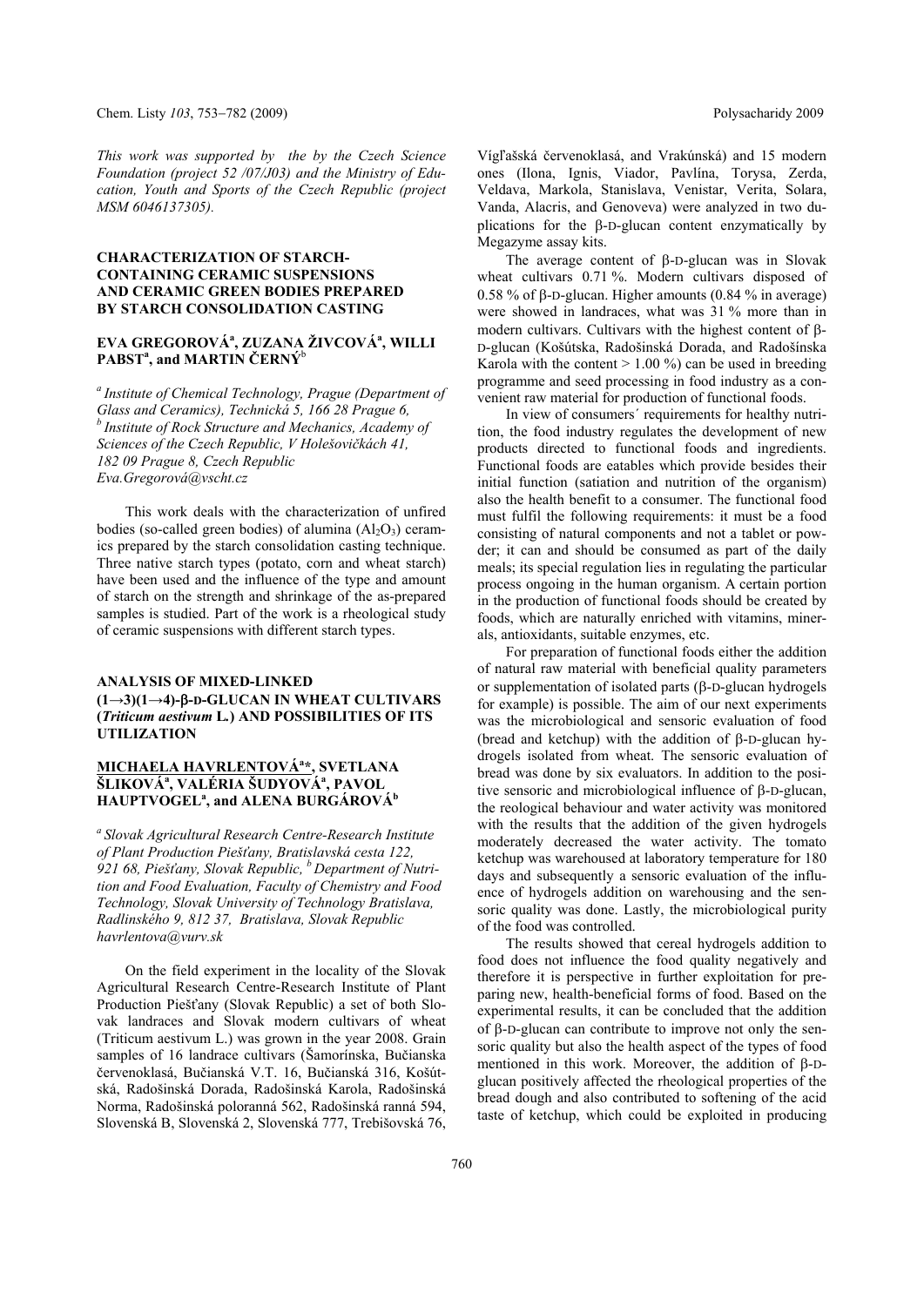*This work was supported by the by the Czech Science Foundation (project 52 /07/J03) and the Ministry of Education, Youth and Sports of the Czech Republic (project MSM 6046137305).*

## CHARACTERIZATION OF STARCH-CONTAINING CERAMIC SUSPENSIONS AND CERAMIC GREEN BODIES PREPARED BY STARCH CONSOLIDATION CASTING

**EVA GREGOROVÁ[a], ZUZANA ŽIVCOVÁ[a], WILLI PABST[a], and MARTIN ČERNÝ[b]**

*[a] Institute of Chemical Technology, Prague (Department of Glass and Ceramics), Technická 5, 166 28 Prague 6, [b] Institute of Rock Structure and Mechanics, Academy of Sciences of the Czech Republic, V Holešovičkách 41, 182 09 Prague 8, Czech Republic*
*Eva.Gregorova@vscht.cz*

This work deals with the characterization of unfired bodies (so-called green bodies) of alumina ($Al_2O_3$) ceramics prepared by the starch consolidation casting technique. Three native starch types (potato, corn and wheat starch) have been used and the influence of the type and amount of starch on the strength and shrinkage of the as-prepared samples is studied. Part of the work is a rheological study of ceramic suspensions with different starch types.

## ANALYSIS OF MIXED-LINKED (1→3)(1→4)-β-D-GLUCAN IN WHEAT CULTIVARS (*Triticum aestivum* L.) AND POSSIBILITIES OF ITS UTILIZATION

**<u>MICHAELA HAVRLENTOVÁ</u>[a]\*, SVETLANA ŠLIKOVÁ[a], VALÉRIA ŠUDYOVÁ[a], PAVOL HAUPTVOGEL[a], and ALENA BURGÁROVÁ[b]**

*[a] Slovak Agricultural Research Centre-Research Institute of Plant Production Piešťany, Bratislavská cesta 122, 921 68, Piešťany, Slovak Republic, [b] Department of Nutrition and Food Evaluation, Faculty of Chemistry and Food Technology, Slovak University of Technology Bratislava, Radlinského 9, 812 37, Bratislava, Slovak Republic*
*havrlentova@vurv.sk*

On the field experiment in the locality of the Slovak Agricultural Research Centre-Research Institute of Plant Production Piešťany (Slovak Republic) a set of both Slovak landraces and Slovak modern cultivars of wheat (Triticum aestivum L.) was grown in the year 2008. Grain samples of 16 landrace cultivars (Šamorínska, Bučianska červenoklasá, Bučianská V.T. 16, Bučianská 316, Košútská, Radošinská Dorada, Radošinská Karola, Radošinská Norma, Radošinská poloranná 562, Radošinská ranná 594, Slovenská B, Slovenská 2, Slovenská 777, Trebišovská 76, Vígľašská červenoklasá, and Vrakúnská) and 15 modern ones (Ilona, Ignis, Viador, Pavlína, Torysa, Zerda, Veldava, Markola, Stanislava, Venistar, Verita, Solara, Vanda, Alacris, and Genoveva) were analyzed in two duplications for the β-D-glucan content enzymatically by Megazyme assay kits.

The average content of β-D-glucan was in Slovak wheat cultivars 0.71 %. Modern cultivars disposed of 0.58 % of β-D-glucan. Higher amounts (0.84 % in average) were showed in landraces, what was 31 % more than in modern cultivars. Cultivars with the highest content of β-D-glucan (Košútska, Radošinská Dorada, and Radošínska Karola with the content > 1.00 %) can be used in breeding programme and seed processing in food industry as a convenient raw material for production of functional foods.

In view of consumers´ requirements for healthy nutrition, the food industry regulates the development of new products directed to functional foods and ingredients. Functional foods are eatables which provide besides their initial function (satiation and nutrition of the organism) also the health benefit to a consumer. The functional food must fulfil the following requirements: it must be a food consisting of natural components and not a tablet or powder; it can and should be consumed as part of the daily meals; its special regulation lies in regulating the particular process ongoing in the human organism. A certain portion in the production of functional foods should be created by foods, which are naturally enriched with vitamins, minerals, antioxidants, suitable enzymes, etc.

For preparation of functional foods either the addition of natural raw material with beneficial quality parameters or supplementation of isolated parts (β-D-glucan hydrogels for example) is possible. The aim of our next experiments was the microbiological and sensoric evaluation of food (bread and ketchup) with the addition of β-D-glucan hydrogels isolated from wheat. The sensoric evaluation of bread was done by six evaluators. In addition to the positive sensoric and microbiological influence of β-D-glucan, the reological behaviour and water activity was monitored with the results that the addition of the given hydrogels moderately decreased the water activity. The tomato ketchup was warehoused at laboratory temperature for 180 days and subsequently a sensoric evaluation of the influence of hydrogels addition on warehousing and the sensoric quality was done. Lastly, the microbiological purity of the food was controlled.

The results showed that cereal hydrogels addition to food does not influence the food quality negatively and therefore it is perspective in further exploitation for preparing new, health-beneficial forms of food. Based on the experimental results, it can be concluded that the addition of β-D-glucan can contribute to improve not only the sensoric quality but also the health aspect of the types of food mentioned in this work. Moreover, the addition of β-D-glucan positively affected the rheological properties of the bread dough and also contributed to softening of the acid taste of ketchup, which could be exploited in producing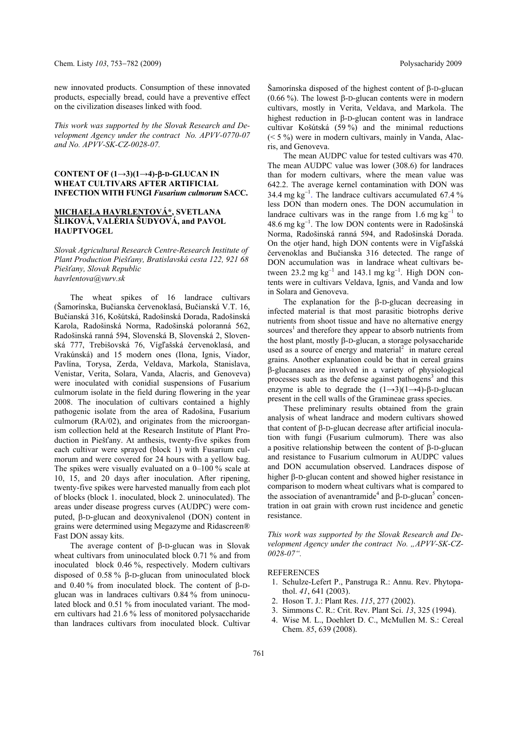new innovated products. Consumption of these innovated products, especially bread, could have a preventive effect on the civilization diseases linked with food.

*This work was supported by the Slovak Research and Development Agency under the contract No. APVV-0770-07 and No. APVV-SK-CZ-0028-07.*

## CONTENT OF (1→3)(1→4)-β-D-GLUCAN IN WHEAT CULTIVARS AFTER ARTIFICIAL INFECTION WITH FUNGI *Fusarium culmorum* SACC.

**MICHAELA HAVRLENTOVÁ\*, SVETLANA ŠLIKOVÁ, VALÉRIA ŠUDYOVÁ, and PAVOL HAUPTVOGEL**

*Slovak Agricultural Research Centre-Research Institute of Plant Production Piešťany, Bratislavská cesta 122, 921 68 Piešťany, Slovak Republic*
*havrlentova@vurv.sk*

The wheat spikes of 16 landrace cultivars (Šamorínska, Bučianska červenoklasá, Bučianská V.T. 16, Bučianská 316, Košútská, Radošinská Dorada, Radošinská Karola, Radošinská Norma, Radošinská poloranná 562, Radošinská ranná 594, Slovenská B, Slovenská 2, Slovenská 777, Trebišovská 76, Vígľašská červenoklasá, and Vrakúnská) and 15 modern ones (Ilona, Ignis, Viador, Pavlína, Torysa, Zerda, Veldava, Markola, Stanislava, Venistar, Verita, Solara, Vanda, Alacris, and Genoveva) were inoculated with conidial suspensions of Fusarium culmorum isolate in the field during flowering in the year 2008. The inoculation of cultivars contained a highly pathogenic isolate from the area of Radošina, Fusarium culmorum (RA/02), and originates from the microorganism collection held at the Research Institute of Plant Production in Piešťany. At anthesis, twenty-five spikes from each cultivar were sprayed (block 1) with Fusarium culmorum and were covered for 24 hours with a yellow bag. The spikes were visually evaluated on a 0–100 % scale at 10, 15, and 20 days after inoculation. After ripening, twenty-five spikes were harvested manually from each plot of blocks (block 1. inoculated, block 2. uninoculated). The areas under disease progress curves (AUDPC) were computed, β-D-glucan and deoxynivalenol (DON) content in grains were determined using Megazyme and Ridascreen® Fast DON assay kits.

The average content of β-D-glucan was in Slovak wheat cultivars from uninoculated block 0.71 % and from inoculated block 0.46 %, respectively. Modern cultivars disposed of 0.58 % β-D-glucan from uninoculated block and 0.40 % from inoculated block. The content of β-D-glucan was in landraces cultivars 0.84 % from uninoculated block and 0.51 % from inoculated variant. The modern cultivars had 21.6 % less of monitored polysaccharide than landraces cultivars from inoculated block. Cultivar Šamorínska disposed of the highest content of β-D-glucan (0.66 %). The lowest β-D-glucan contents were in modern cultivars, mostly in Verita, Veldava, and Markola. The highest reduction in β-D-glucan content was in landrace cultivar Košútská (59 %) and the minimal reductions (< 5 %) were in modern cultivars, mainly in Vanda, Alacris, and Genoveva.

The mean AUDPC value for tested cultivars was 470. The mean AUDPC value was lower (308.6) for landraces than for modern cultivars, where the mean value was 642.2. The average kernel contamination with DON was 34.4 mg kg$^{-1}$. The landrace cultivars accumulated 67.4 % less DON than modern ones. The DON accumulation in landrace cultivars was in the range from 1.6 mg kg$^{-1}$ to 48.6 mg kg$^{-1}$. The low DON contents were in Radošinská Norma, Radošinská ranná 594, and Radošinská Dorada. On the otjer hand, high DON contents were in Vígľašská červenoklas and Bučianska 316 detected. The range of DON accumulation was in landrace wheat cultivars between 23.2 mg kg$^{-1}$ and 143.1 mg kg$^{-1}$. High DON contents were in cultivars Veldava, Ignis, and Vanda and low in Solara and Genoveva.

The explanation for the β-D-glucan decreasing in infected material is that most parasitic biotrophs derive nutrients from shoot tissue and have no alternative energy sources[1] and therefore they appear to absorb nutrients from the host plant, mostly β-D-glucan, a storage polysaccharide used as a source of energy and material[2] in mature cereal grains. Another explanation could be that in cereal grains β-glucanases are involved in a variety of physiological processes such as the defense against pathogens[3] and this enzyme is able to degrade the (1→3)(1→4)-β-D-glucan present in the cell walls of the Gramineae grass species.

These preliminary results obtained from the grain analysis of wheat landrace and modern cultivars showed that content of β-D-glucan decrease after artificial inoculation with fungi (Fusarium culmorum). There was also a positive relationship between the content of β-D-glucan and resistance to Fusarium culmorum in AUDPC values and DON accumulation observed. Landraces dispose of higher β-D-glucan content and showed higher resistance in comparison to modern wheat cultivars what is compared to the association of avenantramide[4] and β-D-glucan[5] concentration in oat grain with crown rust incidence and genetic resistance.

*This work was supported by the Slovak Research and Development Agency under the contract No. „APVV-SK-CZ-0028-07".*

### REFERENCES

1. Schulze-Lefert P., Panstruga R.: Annu. Rev. Phytopathol. *41*, 641 (2003).
2. Hoson T. J.: Plant Res. *115*, 277 (2002).
3. Simmons C. R.: Crit. Rev. Plant Sci. *13*, 325 (1994).
4. Wise M. L., Doehlert D. C., McMullen M. S.: Cereal Chem. *85*, 639 (2008).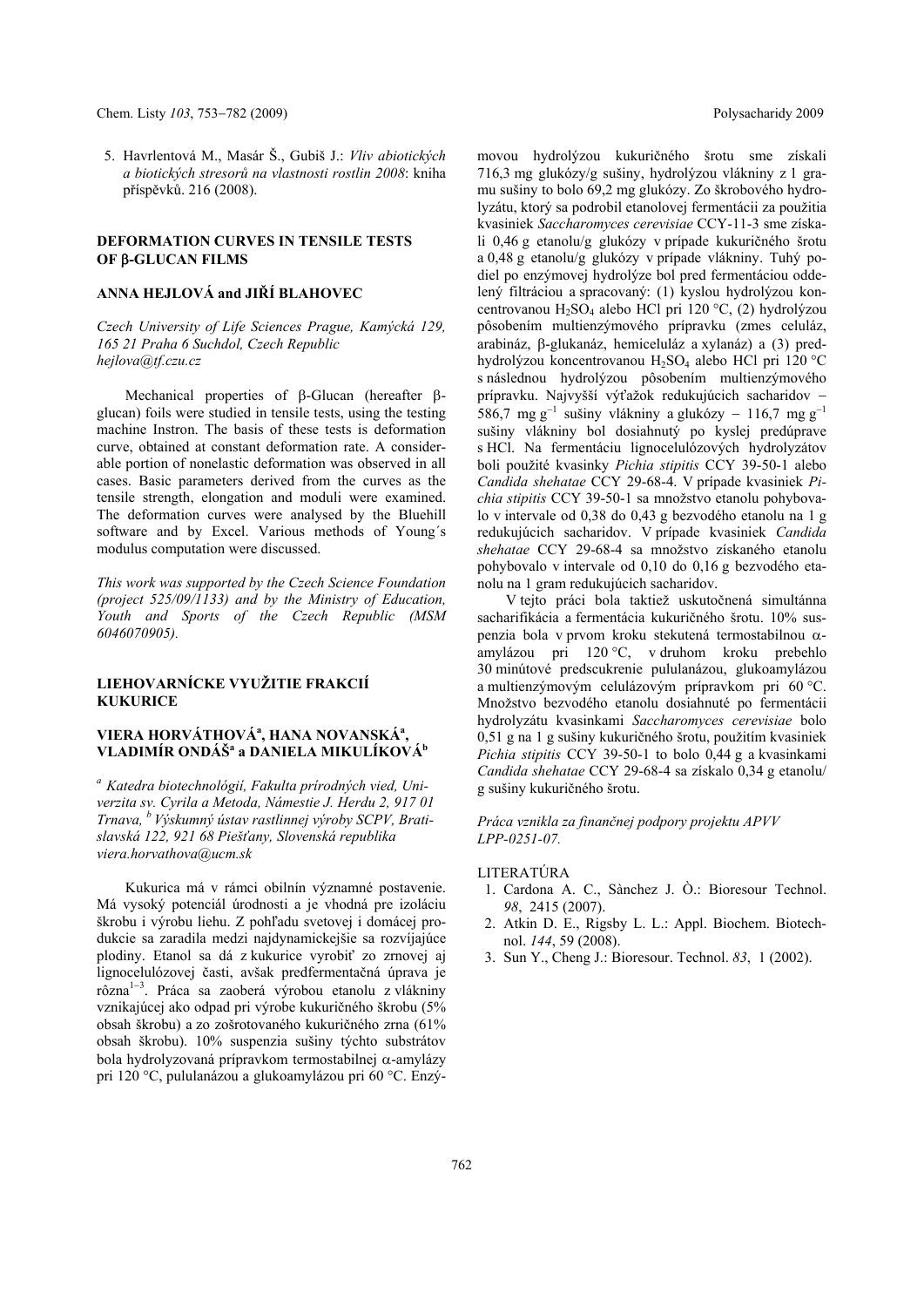5. Havrlentová M., Masár Š., Gubiš J.: *Vliv abiotických a biotických stresorů na vlastnosti rostlin 2008*: kniha příspěvků. 216 (2008).

## DEFORMATION CURVES IN TENSILE TESTS OF β-GLUCAN FILMS

### ANNA HEJLOVÁ and JIŘÍ BLAHOVEC

*Czech University of Life Sciences Prague, Kamýcká 129, 165 21 Praha 6 Suchdol, Czech Republic*
*hejlova@tf.czu.cz*

Mechanical properties of β-Glucan (hereafter β-glucan) foils were studied in tensile tests, using the testing machine Instron. The basis of these tests is deformation curve, obtained at constant deformation rate. A considerable portion of nonelastic deformation was observed in all cases. Basic parameters derived from the curves as the tensile strength, elongation and moduli were examined. The deformation curves were analysed by the Bluehill software and by Excel. Various methods of Young´s modulus computation were discussed.

*This work was supported by the Czech Science Foundation (project 525/09/1133) and by the Ministry of Education, Youth and Sports of the Czech Republic (MSM 6046070905).*

## LIEHOVARNÍCKE VYUŽITIE FRAKCIÍ KUKURICE

### VIERA HORVÁTHOVÁ[a], HANA NOVANSKÁ[a], VLADIMÍR ONDÁŠ[a] a DANIELA MIKULÍKOVÁ[b]

[a] *Katedra biotechnológií, Fakulta prírodných vied, Univerzita sv. Cyrila a Metoda, Námestie J. Herdu 2, 917 01 Trnava,* [b] *Výskumný ústav rastlinnej výroby SCPV, Bratislavská 122, 921 68 Piešťany, Slovenská republika*
*viera.horvathova@ucm.sk*

Kukurica má v rámci obilnín významné postavenie. Má vysoký potenciál úrodnosti a je vhodná pre izoláciu škrobu i výrobu liehu. Z pohľadu svetovej i domácej produkcie sa zaradila medzi najdynamickejšie sa rozvíjajúce plodiny. Etanol sa dá z kukurice vyrobiť zo zrnovej aj lignocelulózovej časti, avšak predfermentačná úprava je rôzna[1–3]. Práca sa zaoberá výrobou etanolu z vlákniny vznikajúcej ako odpad pri výrobe kukuričného škrobu (5% obsah škrobu) a zo zošrotovaného kukuričného zrna (61% obsah škrobu). 10% suspenzia sušiny týchto substrátov bola hydrolyzovaná prípravkom termostabilnej α-amylázy pri 120 °C, pululanázou a glukoamylázou pri 60 °C. Enzýmovou hydrolýzou kukuričného šrotu sme získali 716,3 mg glukózy/g sušiny, hydrolýzou vlákniny z 1 gramu sušiny to bolo 69,2 mg glukózy. Zo škrobového hydrolyzátu, ktorý sa podrobil etanolovej fermentácii za použitia kvasiniek *Saccharomyces cerevisiae* CCY-11-3 sme získali 0,46 g etanolu/g glukózy v prípade kukuričného šrotu a 0,48 g etanolu/g glukózy v prípade vlákniny. Tuhý podiel po enzýmovej hydrolýze bol pred fermentáciou oddelený filtráciou a spracovaný: (1) kyslou hydrolýzou koncentrovanou $H_2SO_4$ alebo HCl pri 120 °C, (2) hydrolýzou pôsobením multienzýmového prípravku (zmes celuláz, arabináz, β-glukanáz, hemiceluláz a xylanáz) a (3) predhydrolýzou koncentrovanou $H_2SO_4$ alebo HCl pri 120 °C s následnou hydrolýzou pôsobením multienzýmového prípravku. Najvyšší výťažok redukujúcich sacharidov – 586,7 mg $g^{-1}$ sušiny vlákniny a glukózy – 116,7 mg $g^{-1}$ sušiny vlákniny bol dosiahnutý po kyslej predúprave s HCl. Na fermentáciu lignocelulózových hydrolyzátov boli použité kvasinky *Pichia stipitis* CCY 39-50-1 alebo *Candida shehatae* CCY 29-68-4. V prípade kvasiniek *Pichia stipitis* CCY 39-50-1 sa množstvo etanolu pohybovalo v intervale od 0,38 do 0,43 g bezvodého etanolu na 1 g redukujúcich sacharidov. V prípade kvasiniek *Candida shehatae* CCY 29-68-4 sa množstvo získaného etanolu pohybovalo v intervale od 0,10 do 0,16 g bezvodého etanolu na 1 gram redukujúcich sacharidov.

V tejto práci bola taktiež uskutočnená simultánna sacharifikácia a fermentácia kukuričného šrotu. 10% suspenzia bola v prvom kroku stekutená termostabilnou α-amylázou pri 120 °C, v druhom kroku prebehlo 30 minútové predscukrenie pululanázou, glukoamylázou a multienzýmovým celulázovým prípravkom pri 60 °C. Množstvo bezvodého etanolu dosiahnuté po fermentácii hydrolyzátu kvasinkami *Saccharomyces cerevisiae* bolo 0,51 g na 1 g sušiny kukuričného šrotu, použitím kvasiniek *Pichia stipitis* CCY 39-50-1 to bolo 0,44 g a kvasinkami *Candida shehatae* CCY 29-68-4 sa získalo 0,34 g etanolu/g sušiny kukuričného šrotu.

*Práca vznikla za finančnej podpory projektu APVV LPP-0251-07.*

### LITERATÚRA

1. Cardona A. C., Sànchez J. Ò.: Bioresour Technol. *98*, 2415 (2007).
2. Atkin D. E., Rigsby L. L.: Appl. Biochem. Biotechnol. *144*, 59 (2008).
3. Sun Y., Cheng J.: Bioresour. Technol. *83*, 1 (2002).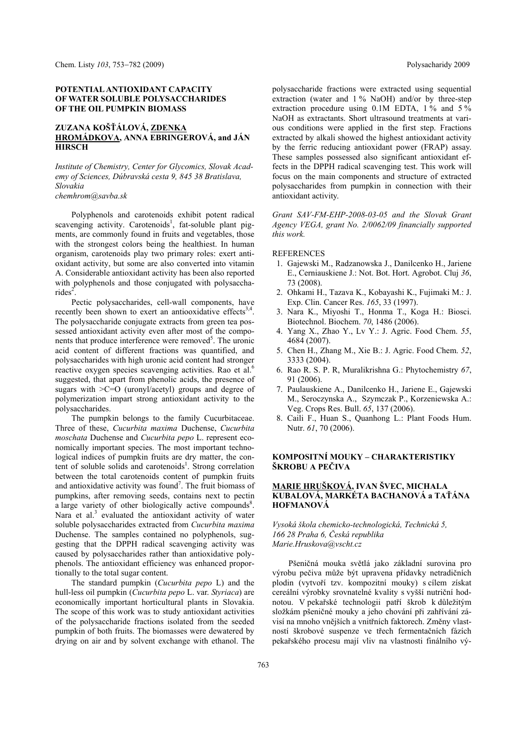## POTENTIAL ANTIOXIDANT CAPACITY OF WATER SOLUBLE POLYSACCHARIDES OF THE OIL PUMPKIN BIOMASS

**ZUZANA KOŠŤÁLOVÁ, ZDENKA HROMÁDKOVA, ANNA EBRINGEROVÁ, and JÁN HIRSCH**

*Institute of Chemistry, Center for Glycomics, Slovak Academy of Sciences, Dúbravská cesta 9, 845 38 Bratislava, Slovakia*
*chemhrom@savba.sk*

Polyphenols and carotenoids exhibit potent radical scavenging activity. Carotenoids[1], fat-soluble plant pigments, are commonly found in fruits and vegetables, those with the strongest colors being the healthiest. In human organism, carotenoids play two primary roles: exert antioxidant activity, but some are also converted into vitamin A. Considerable antioxidant activity has been also reported with polyphenols and those conjugated with polysaccharides[2].

Pectic polysaccharides, cell-wall components, have recently been shown to exert an antiooxidative effects[3,4]. The polysaccharide conjugate extracts from green tea possessed antioxidant activity even after most of the components that produce interference were removed[5]. The uronic acid content of different fractions was quantified, and polysaccharides with high uronic acid content had stronger reactive oxygen species scavenging activities. Rao et al.[6] suggested, that apart from phenolic acids, the presence of sugars with >C=O (uronyl/acetyl) groups and degree of polymerization impart strong antioxidant activity to the polysaccharides.

The pumpkin belongs to the family Cucurbitaceae. Three of these, *Cucurbita maxima* Duchense, *Cucurbita moschata* Duchense and *Cucurbita pepo* L. represent economically important species. The most important technological indices of pumpkin fruits are dry matter, the content of soluble solids and carotenoids[1]. Strong correlation between the total carotenoids content of pumpkin fruits and antioxidative activity was found[7]. The fruit biomass of pumpkins, after removing seeds, contains next to pectin a large variety of other biologically active compounds[8]. Nara et al.[3] evaluated the antioxidant activity of water soluble polysaccharides extracted from *Cucurbita maxima* Duchense. The samples contained no polyphenols, suggesting that the DPPH radical scavenging activity was caused by polysaccharides rather than antioxidative polyphenols. The antioxidant efficiency was enhanced proportionally to the total sugar content.

The standard pumpkin (*Cucurbita pepo* L) and the hull-less oil pumpkin (*Cucurbita pepo* L. var. *Styriaca*) are economically important horticultural plants in Slovakia. The scope of this work was to study antioxidant activities of the polysaccharide fractions isolated from the seeded pumpkin of both fruits. The biomasses were dewatered by drying on air and by solvent exchange with ethanol. The polysaccharide fractions were extracted using sequential extraction (water and 1 % NaOH) and/or by three-step extraction procedure using 0.1M EDTA, 1 % and 5 % NaOH as extractants. Short ultrasound treatments at various conditions were applied in the first step. Fractions extracted by alkali showed the highest antioxidant activity by the ferric reducing antioxidant power (FRAP) assay. These samples possessed also significant antioxidant effects in the DPPH radical scavenging test. This work will focus on the main components and structure of extracted polysaccharides from pumpkin in connection with their antioxidant activity.

*Grant SAV-FM-EHP-2008-03-05 and the Slovak Grant Agency VEGA, grant No. 2/0062/09 financially supported this work.*

REFERENCES

1. Gajewski M., Radzanowska J., Danilcenko H., Jariene E., Cerniauskiene J.: Not. Bot. Hort. Agrobot. Cluj *36*, 73 (2008).
2. Ohkami H., Tazava K., Kobayashi K., Fujimaki M.: J. Exp. Clin. Cancer Res. *165*, 33 (1997).
3. Nara K., Miyoshi T., Honma T., Koga H.: Biosci. Biotechnol. Biochem. *70*, 1486 (2006).
4. Yang X., Zhao Y., Lv Y.: J. Agric. Food Chem. *55*, 4684 (2007).
5. Chen H., Zhang M., Xie B.: J. Agric. Food Chem. *52*, 3333 (2004).
6. Rao R. S. P. R, Muralikrishna G.: Phytochemistry *67*, 91 (2006).
7. Paulauskiene A., Danilcenko H., Jariene E., Gajewski M., Seroczynska A., Szymczak P., Korzeniewska A.: Veg. Crops Res. Bull. *65*, 137 (2006).
8. Caili F., Huan S., Quanhong L.: Plant Foods Hum. Nutr. *61*, 70 (2006).

## KOMPOSITNÍ MOUKY – CHARAKTERISTIKY ŠKROBU A PEČIVA

**MARIE HRUŠKOVÁ, IVAN ŠVEC, MICHALA KUBALOVÁ, MARKÉTA BACHANOVÁ a TAŤÁNA HOFMANOVÁ**

*Vysoká škola chemicko-technologická, Technická 5, 166 28 Praha 6, Česká republika*
*Marie.Hruskova@vscht.cz*

Pšeničná mouka světlá jako základní surovina pro výrobu pečiva může být upravena přídavky netradičních plodin (vytvoří tzv. kompozitní mouky) s cílem získat cereální výrobky srovnatelné kvality s vyšší nutriční hodnotou. V pekařské technologii patří škrob k důležitým složkám pšeničné mouky a jeho chování při zahřívání závisí na mnoho vnějších a vnitřních faktorech. Změny vlastností škrobové suspenze ve třech fermentačních fázích pekařského procesu mají vliv na vlastnosti finálního vý-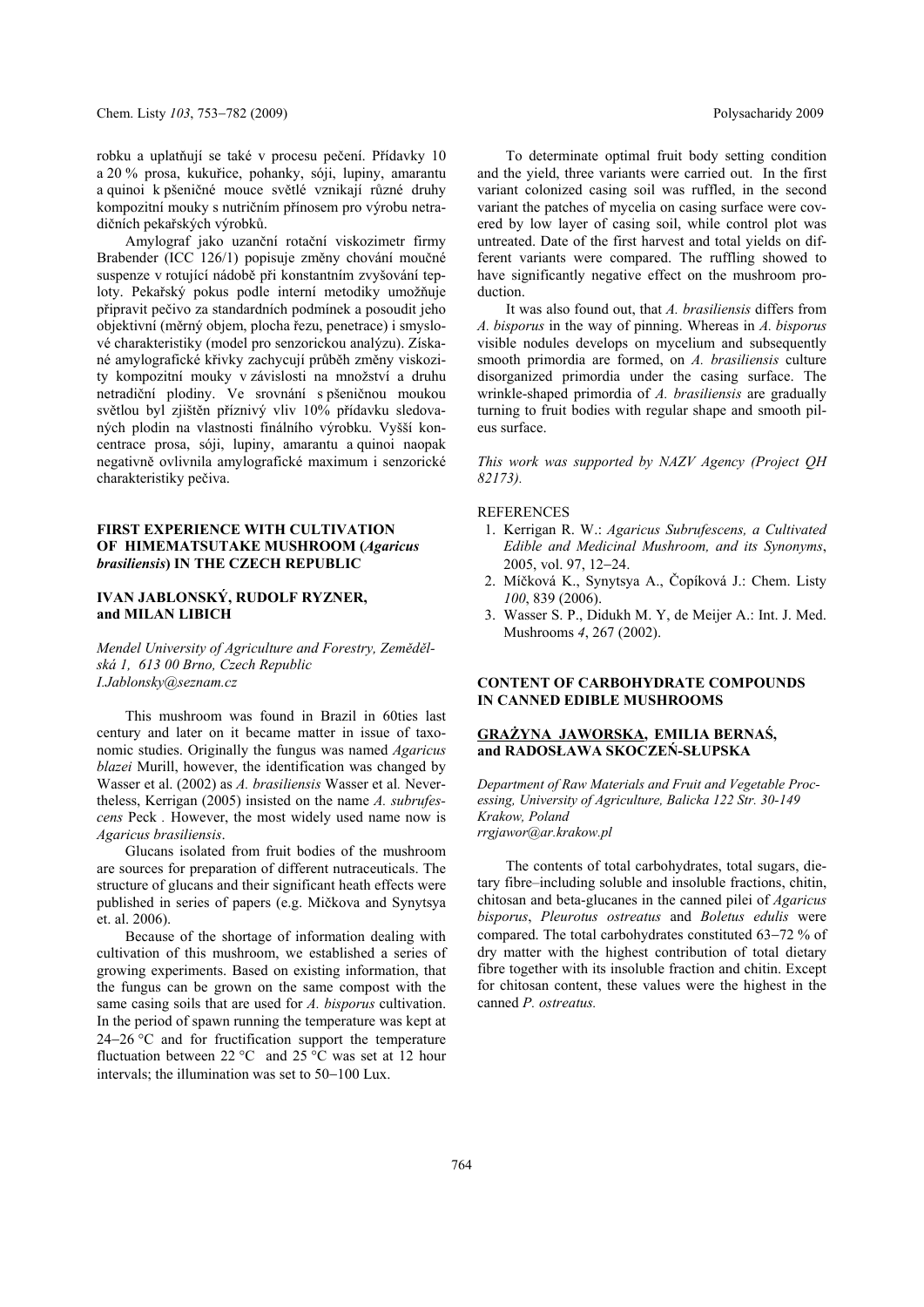robku a uplatňují se také v procesu pečení. Přídavky 10 a 20 % prosa, kukuřice, pohanky, sóji, lupiny, amarantu a quinoi k pšeničné mouce světlé vznikají různé druhy kompozitní mouky s nutričním přínosem pro výrobu netradičních pekařských výrobků.

Amylograf jako uzanční rotační viskozimetr firmy Brabender (ICC 126/1) popisuje změny chování moučné suspenze v rotující nádobě při konstantním zvyšování teploty. Pekařský pokus podle interní metodiky umožňuje připravit pečivo za standardních podmínek a posoudit jeho objektivní (měrný objem, plocha řezu, penetrace) i smyslové charakteristiky (model pro senzorickou analýzu). Získané amylografické křivky zachycují průběh změny viskozity kompozitní mouky v závislosti na množství a druhu netradiční plodiny. Ve srovnání s pšeničnou moukou světlou byl zjištěn příznivý vliv 10% přídavku sledovaných plodin na vlastnosti finálního výrobku. Vyšší koncentrace prosa, sóji, lupiny, amarantu a quinoi naopak negativně ovlivnila amylografické maximum i senzorické charakteristiky pečiva.

## FIRST EXPERIENCE WITH CULTIVATION OF HIMEMATSUTAKE MUSHROOM (*Agaricus brasiliensis*) IN THE CZECH REPUBLIC

**IVAN JABLONSKÝ, RUDOLF RYZNER, and MILAN LIBICH**

*Mendel University of Agriculture and Forestry, Zemědělská 1, 613 00 Brno, Czech Republic*
*I.Jablonsky@seznam.cz*

This mushroom was found in Brazil in 60ties last century and later on it became matter in issue of taxonomic studies. Originally the fungus was named *Agaricus blazei* Murill, however, the identification was changed by Wasser et al. (2002) as *A. brasiliensis* Wasser et al. Nevertheless, Kerrigan (2005) insisted on the name *A. subrufescens* Peck . However, the most widely used name now is *Agaricus brasiliensis*.

Glucans isolated from fruit bodies of the mushroom are sources for preparation of different nutraceuticals. The structure of glucans and their significant heath effects were published in series of papers (e.g. Mičkova and Synytsya et. al. 2006).

Because of the shortage of information dealing with cultivation of this mushroom, we established a series of growing experiments. Based on existing information, that the fungus can be grown on the same compost with the same casing soils that are used for *A. bisporus* cultivation. In the period of spawn running the temperature was kept at 24−26 °C and for fructification support the temperature fluctuation between 22 °C and 25 °C was set at 12 hour intervals; the illumination was set to 50−100 Lux.

To determinate optimal fruit body setting condition and the yield, three variants were carried out. In the first variant colonized casing soil was ruffled, in the second variant the patches of mycelia on casing surface were covered by low layer of casing soil, while control plot was untreated. Date of the first harvest and total yields on different variants were compared. The ruffling showed to have significantly negative effect on the mushroom production.

It was also found out, that *A. brasiliensis* differs from *A. bisporus* in the way of pinning. Whereas in *A. bisporus* visible nodules develops on mycelium and subsequently smooth primordia are formed, on *A. brasiliensis* culture disorganized primordia under the casing surface. The wrinkle-shaped primordia of *A. brasiliensis* are gradually turning to fruit bodies with regular shape and smooth pileus surface.

*This work was supported by NAZV Agency (Project QH 82173).*

REFERENCES

1. Kerrigan R. W.: *Agaricus Subrufescens, a Cultivated Edible and Medicinal Mushroom, and its Synonyms*, 2005, vol. 97, 12−24.
2. Míčková K., Synytsya A., Čopíková J.: Chem. Listy *100*, 839 (2006).
3. Wasser S. P., Didukh M. Y, de Meijer A.: Int. J. Med. Mushrooms *4*, 267 (2002).

## CONTENT OF CARBOHYDRATE COMPOUNDS IN CANNED EDIBLE MUSHROOMS

**GRAŻYNA JAWORSKA, EMILIA BERNAŚ, and RADOSŁAWA SKOCZEŃ-SŁUPSKA**

*Department of Raw Materials and Fruit and Vegetable Processing, University of Agriculture, Balicka 122 Str. 30-149 Krakow, Poland*
*rrgjawor@ar.krakow.pl*

The contents of total carbohydrates, total sugars, dietary fibre–including soluble and insoluble fractions, chitin, chitosan and beta-glucanes in the canned pilei of *Agaricus bisporus*, *Pleurotus ostreatus* and *Boletus edulis* were compared. The total carbohydrates constituted 63−72 % of dry matter with the highest contribution of total dietary fibre together with its insoluble fraction and chitin. Except for chitosan content, these values were the highest in the canned *P. ostreatus.*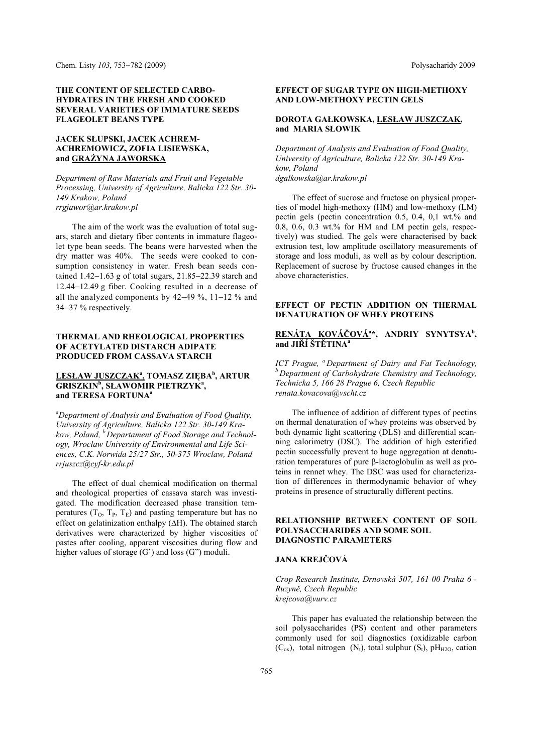## THE CONTENT OF SELECTED CARBOHYDRATES IN THE FRESH AND COOKED SEVERAL VARIETIES OF IMMATURE SEEDS FLAGEOLET BEANS TYPE

**JACEK SŁUPSKI, JACEK ACHREM-ACHREMOWICZ, ZOFIA LISIEWSKA, and GRAŻYNA JAWORSKA**

*Department of Raw Materials and Fruit and Vegetable Processing, University of Agriculture, Balicka 122 Str. 30-149 Krakow, Poland*
*rrgjawor@ar.krakow.pl*

The aim of the work was the evaluation of total sugars, starch and dietary fiber contents in immature flageolet type bean seeds. The beans were harvested when the dry matter was 40%. The seeds were cooked to consumption consistency in water. Fresh bean seeds contained 1.42–1.63 g of total sugars, 21.85–22.39 starch and 12.44–12.49 g fiber. Cooking resulted in a decrease of all the analyzed components by 42–49 %, 11–12 % and 34–37 % respectively.

## THERMAL AND RHEOLOGICAL PROPERTIES OF ACETYLATED DISTARCH ADIPATE PRODUCED FROM CASSAVA STARCH

**LESŁAW JUSZCZAK[a], TOMASZ ZIĘBA[b], ARTUR GRISZKIN[b], SŁAWOMIR PIETRZYK[a], and TERESA FORTUNA[a]**

*[a]Department of Analysis and Evaluation of Food Quality, University of Agriculture, Balicka 122 Str. 30-149 Krakow, Poland, [b] Departament of Food Storage and Technology, Wroclaw University of Environmental and Life Sciences, C.K. Norwida 25/27 Str., 50-375 Wroclaw, Poland*
*rrjuszcz@cyf-kr.edu.pl*

The effect of dual chemical modification on thermal and rheological properties of cassava starch was investigated. The modification decreased phase transition temperatures ($T_O$, $T_P$, $T_E$) and pasting temperature but has no effect on gelatinization enthalpy ($\Delta H$). The obtained starch derivatives were characterized by higher viscosities of pastes after cooling, apparent viscosities during flow and higher values of storage (G') and loss (G'') moduli.

## EFFECT OF SUGAR TYPE ON HIGH-METHOXY AND LOW-METHOXY PECTIN GELS

**DOROTA GAŁKOWSKA, LESŁAW JUSZCZAK, and MARIA SŁOWIK**

*Department of Analysis and Evaluation of Food Quality, University of Agriculture, Balicka 122 Str. 30-149 Krakow, Poland*
*dgalkowska@ar.krakow.pl*

The effect of sucrose and fructose on physical properties of model high-methoxy (HM) and low-methoxy (LM) pectin gels (pectin concentration 0.5, 0.4, 0,1 wt.% and 0.8, 0.6, 0.3 wt.% for HM and LM pectin gels, respectively) was studied. The gels were characterised by back extrusion test, low amplitude oscillatory measurements of storage and loss moduli, as well as by colour description. Replacement of sucrose by fructose caused changes in the above characteristics.

## EFFECT OF PECTIN ADDITION ON THERMAL DENATURATION OF WHEY PROTEINS

**RENÁTA KOVÁČOVÁ[a]*, ANDRIY SYNYTSYA[b], and JIŘÍ ŠTĚTINA[a]**

*ICT Prague, [a] Department of Dairy and Fat Technology, [b] Department of Carbohydrate Chemistry and Technology, Technicka 5, 166 28 Prague 6, Czech Republic*
*renata.kovacova@vscht.cz*

The influence of addition of different types of pectins on thermal denaturation of whey proteins was observed by both dynamic light scattering (DLS) and differential scanning calorimetry (DSC). The addition of high esterified pectin successfully prevent to huge aggregation at denaturation temperatures of pure β-lactoglobulin as well as proteins in rennet whey. The DSC was used for characterization of differences in thermodynamic behavior of whey proteins in presence of structurally different pectins.

## RELATIONSHIP BETWEEN CONTENT OF SOIL POLYSACCHARIDES AND SOME SOIL DIAGNOSTIC PARAMETERS

**JANA KREJČOVÁ**

*Crop Research Institute, Drnovská 507, 161 00 Praha 6 - Ruzyně, Czech Republic*
*krejcova@vurv.cz*

This paper has evaluated the relationship between the soil polysaccharides (PS) content and other parameters commonly used for soil diagnostics (oxidizable carbon ($C_{ox}$), total nitrogen ($N_t$), total sulphur ($S_t$), $pH_{H2O}$, cation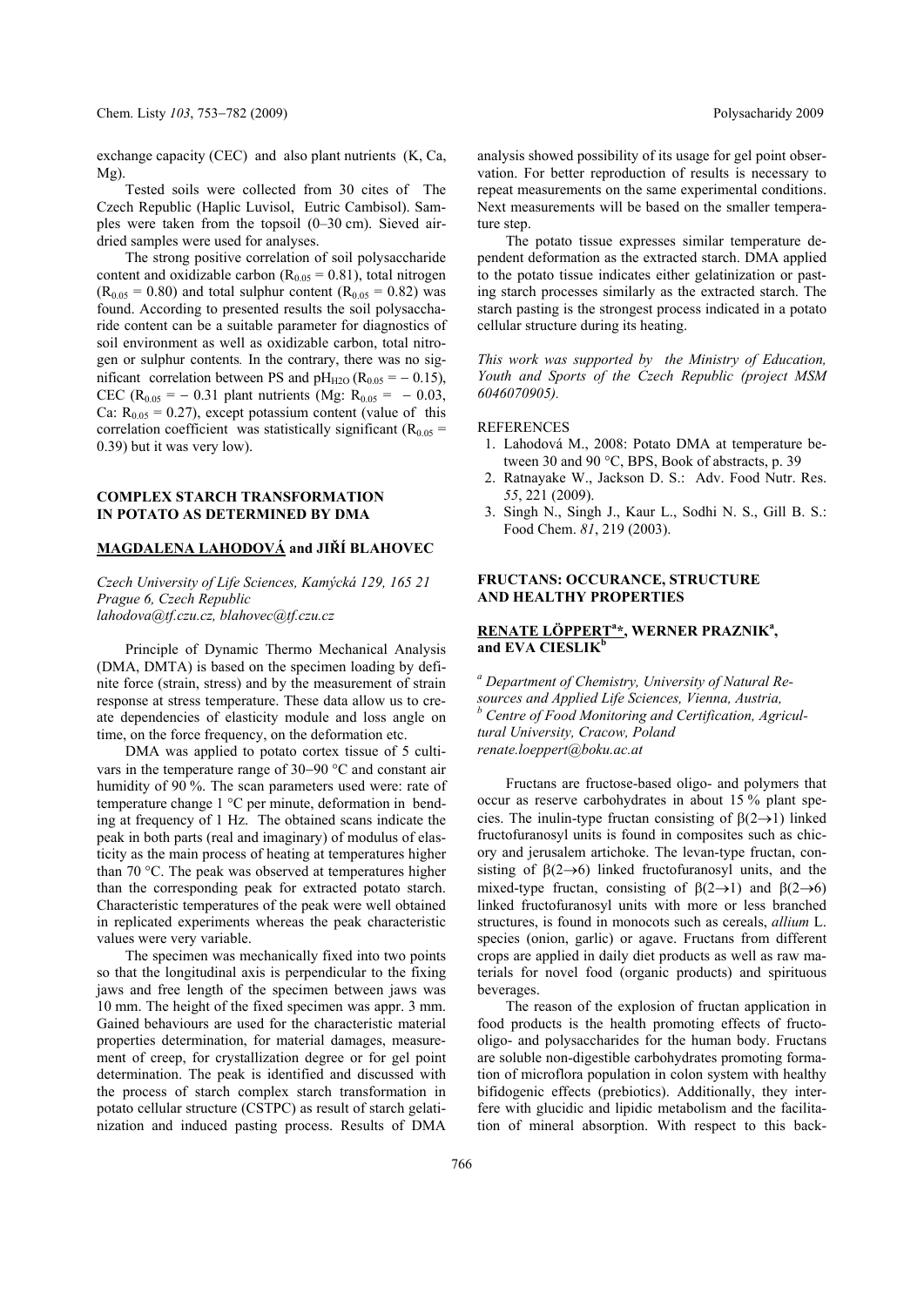exchange capacity (CEC) and also plant nutrients (K, Ca, Mg).

Tested soils were collected from 30 cites of The Czech Republic (Haplic Luvisol, Eutric Cambisol). Samples were taken from the topsoil (0–30 cm). Sieved air-dried samples were used for analyses.

The strong positive correlation of soil polysaccharide content and oxidizable carbon ($R_{0.05} = 0.81$), total nitrogen ($R_{0.05} = 0.80$) and total sulphur content ($R_{0.05} = 0.82$) was found. According to presented results the soil polysaccharide content can be a suitable parameter for diagnostics of soil environment as well as oxidizable carbon, total nitrogen or sulphur contents. In the contrary, there was no significant correlation between PS and $pH_{H2O}$ ($R_{0.05} = -0.15$), CEC ($R_{0.05} = -0.31$ plant nutrients (Mg: $R_{0.05} = -0.03$, Ca: $R_{0.05} = 0.27$), except potassium content (value of this correlation coefficient was statistically significant ($R_{0.05} = 0.39$) but it was very low).

## COMPLEX STARCH TRANSFORMATION IN POTATO AS DETERMINED BY DMA

**MAGDALENA LAHODOVÁ and JIŘÍ BLAHOVEC**

*Czech University of Life Sciences, Kamýcká 129, 165 21 Prague 6, Czech Republic*
*lahodova@tf.czu.cz, blahovec@tf.czu.cz*

Principle of Dynamic Thermo Mechanical Analysis (DMA, DMTA) is based on the specimen loading by definite force (strain, stress) and by the measurement of strain response at stress temperature. These data allow us to create dependencies of elasticity module and loss angle on time, on the force frequency, on the deformation etc.

DMA was applied to potato cortex tissue of 5 cultivars in the temperature range of 30–90 °C and constant air humidity of 90 %. The scan parameters used were: rate of temperature change 1 °C per minute, deformation in bending at frequency of 1 Hz. The obtained scans indicate the peak in both parts (real and imaginary) of modulus of elasticity as the main process of heating at temperatures higher than 70 °C. The peak was observed at temperatures higher than the corresponding peak for extracted potato starch. Characteristic temperatures of the peak were well obtained in replicated experiments whereas the peak characteristic values were very variable.

The specimen was mechanically fixed into two points so that the longitudinal axis is perpendicular to the fixing jaws and free length of the specimen between jaws was 10 mm. The height of the fixed specimen was appr. 3 mm. Gained behaviours are used for the characteristic material properties determination, for material damages, measurement of creep, for crystallization degree or for gel point determination. The peak is identified and discussed with the process of starch complex starch transformation in potato cellular structure (CSTPC) as result of starch gelatinization and induced pasting process. Results of DMA analysis showed possibility of its usage for gel point observation. For better reproduction of results is necessary to repeat measurements on the same experimental conditions. Next measurements will be based on the smaller temperature step.

The potato tissue expresses similar temperature dependent deformation as the extracted starch. DMA applied to the potato tissue indicates either gelatinization or pasting starch processes similarly as the extracted starch. The starch pasting is the strongest process indicated in a potato cellular structure during its heating.

*This work was supported by the Ministry of Education, Youth and Sports of the Czech Republic (project MSM 6046070905).*

REFERENCES

1. Lahodová M., 2008: Potato DMA at temperature between 30 and 90 °C, BPS, Book of abstracts, p. 39
2. Ratnayake W., Jackson D. S.: Adv. Food Nutr. Res. *55*, 221 (2009).
3. Singh N., Singh J., Kaur L., Sodhi N. S., Gill B. S.: Food Chem. *81*, 219 (2003).

## FRUCTANS: OCCURANCE, STRUCTURE AND HEALTHY PROPERTIES

**RENATE LÖPPERT[a]*, WERNER PRAZNIK[a], and EVA CIESLIK[b]**

[a] *Department of Chemistry, University of Natural Resources and Applied Life Sciences, Vienna, Austria,*
[b] *Centre of Food Monitoring and Certification, Agricultural University, Cracow, Poland*
*renate.loeppert@boku.ac.at*

Fructans are fructose-based oligo- and polymers that occur as reserve carbohydrates in about 15 % plant species. The inulin-type fructan consisting of $\beta(2\rightarrow1)$ linked fructofuranosyl units is found in composites such as chicory and jerusalem artichoke. The levan-type fructan, consisting of $\beta(2\rightarrow6)$ linked fructofuranosyl units, and the mixed-type fructan, consisting of $\beta(2\rightarrow1)$ and $\beta(2\rightarrow6)$ linked fructofuranosyl units with more or less branched structures, is found in monocots such as cereals, *allium* L. species (onion, garlic) or agave. Fructans from different crops are applied in daily diet products as well as raw materials for novel food (organic products) and spirituous beverages.

The reason of the explosion of fructan application in food products is the health promoting effects of fructo-oligo- and polysaccharides for the human body. Fructans are soluble non-digestible carbohydrates promoting formation of microflora population in colon system with healthy bifidogenic effects (prebiotics). Additionally, they interfere with glucidic and lipidic metabolism and the facilitation of mineral absorption. With respect to this back-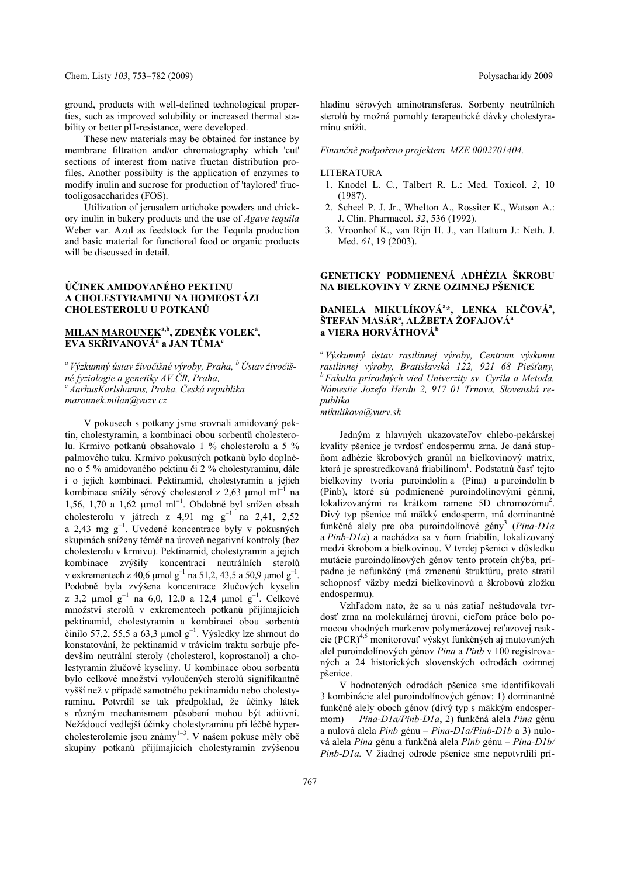ground, products with well-defined technological properties, such as improved solubility or increased thermal stability or better pH-resistance, were developed.

These new materials may be obtained for instance by membrane filtration and/or chromatography which 'cut' sections of interest from native fructan distribution profiles. Another possibilty is the application of enzymes to modify inulin and sucrose for production of 'taylored' fructooligosaccharides (FOS).

Utilization of jerusalem artichoke powders and chickory inulin in bakery products and the use of *Agave tequila* Weber var. Azul as feedstock for the Tequila production and basic material for functional food or organic products will be discussed in detail.

## ÚČINEK AMIDOVANÉHO PEKTINU A CHOLESTYRAMINU NA HOMEOSTÁZI CHOLESTEROLU U POTKANŮ

**MILAN MAROUNEK**[a,b]**, ZDENĚK VOLEK**[a]**, EVA SKŘIVANOVÁ**[a] **a JAN TŮMA**[c]

[a] *Výzkumný ústav živočišné výroby, Praha,* [b] *Ústav živočišné fyziologie a genetiky AV ČR, Praha,* [c] *AarhusKarlshamns, Praha, Česká republika*
*marounek.milan@vuzv.cz*

V pokusech s potkany jsme srovnali amidovaný pektin, cholestyramin, a kombinaci obou sorbentů cholesterolu. Krmivo potkanů obsahovalo 1 % cholesterolu a 5 % palmového tuku. Krmivo pokusných potkanů bylo doplněno o 5 % amidovaného pektinu či 2 % cholestyraminu, dále i o jejich kombinaci. Pektinamid, cholestyramin a jejich kombinace snížily sérový cholesterol z 2,63 μmol ml$^{-1}$ na 1,56, 1,70 a 1,62 μmol ml$^{-1}$. Obdobně byl snížen obsah cholesterolu v játrech z 4,91 mg g$^{-1}$ na 2,41, 2,52 a 2,43 mg g$^{-1}$. Uvedené koncentrace byly v pokusných skupinách sníženy téměř na úroveň negativní kontroly (bez cholesterolu v krmivu). Pektinamid, cholestyramin a jejich kombinace zvýšily koncentraci neutrálních sterolů v exkrementech z 40,6 μmol g$^{-1}$ na 51,2, 43,5 a 50,9 μmol g$^{-1}$. Podobně byla zvýšena koncentrace žlučových kyselin z 3,2 μmol g$^{-1}$ na 6,0, 12,0 a 12,4 μmol g$^{-1}$. Celkové množství sterolů v exkrementech potkanů přijímajících pektinamid, cholestyramin a kombinaci obou sorbentů činilo 57,2, 55,5 a 63,3 μmol g$^{-1}$. Výsledky lze shrnout do konstatování, že pektinamid v trávicím traktu sorbuje především neutrální steroly (cholesterol, koprostanol) a cholestyramin žlučové kyseliny. U kombinace obou sorbentů bylo celkové množství vyloučených sterolů signifikantně vyšší než v případě samotného pektinamidu nebo cholestyraminu. Potvrdil se tak předpoklad, že účinky látek s různým mechanismem působení mohou být aditivní. Nežádoucí vedlejší účinky cholestyraminu při léčbě hypercholesterolemie jsou známy[1–3]. V našem pokuse měly obě skupiny potkanů přijímajících cholestyramin zvýšenou hladinu sérových aminotransferas. Sorbenty neutrálních sterolů by možná pomohly terapeutické dávky cholestyraminu snížit.

*Finančně podpořeno projektem MZE 0002701404.*

LITERATURA

1. Knodel L. C., Talbert R. L.: Med. Toxicol. *2*, 10 (1987).
2. Scheel P. J. Jr., Whelton A., Rossiter K., Watson A.: J. Clin. Pharmacol. *32*, 536 (1992).
3. Vroonhof K., van Rijn H. J., van Hattum J.: Neth. J. Med. *61*, 19 (2003).

## GENETICKY PODMIENENÁ ADHÉZIA ŠKROBU NA BIELKOVINY V ZRNE OZIMNEJ PŠENICE

**DANIELA MIKULÍKOVÁ**[a]**\*, LENKA KLČOVÁ**[a]**, ŠTEFAN MASÁR**[a]**, ALŽBETA ŽOFAJOVÁ**[a] **a VIERA HORVÁTHOVÁ**[b]

[a] *Výskumný ústav rastlinnej výroby, Centrum výskumu rastlinnej výroby, Bratislavská 122, 921 68 Piešťany,* [b] *Fakulta prírodných vied Univerzity sv. Cyrila a Metoda, Námestie Jozefa Herdu 2, 917 01 Trnava, Slovenská republika*
*mikulikova@vurv.sk*

Jedným z hlavných ukazovateľov chlebo-pekárskej kvality pšenice je tvrdosť endospermu zrna. Je daná stupňom adhézie škrobových granúl na bielkovinový matrix, ktorá je sprostredkovaná friabilínom[1]. Podstatnú časť tejto bielkoviny tvoria puroindolín a (Pina) a puroindolín b (Pinb), ktoré sú podmienené puroindolínovými génmi, lokalizovanými na krátkom ramene 5D chromozómu[2]. Divý typ pšenice má mäkký endosperm, má dominantné funkčné alely pre oba puroindolínové gény[3] (*Pina-D1a* a *Pinb-D1a*) a nachádza sa v ňom friabilín, lokalizovaný medzi škrobom a bielkovinou. V tvrdej pšenici v dôsledku mutácie puroindolínových génov tento proteín chýba, prípadne je nefunkčný (má zmenenú štruktúru, preto stratil schopnosť väzby medzi bielkovinovú a škrobovú zložku endospermu).

Vzhľadom nato, že sa u nás zatiaľ neštudovala tvrdosť zrna na molekulárnej úrovni, cieľom práce bolo pomocou vhodných markerov polymerázovej reťazovej reakcie (PCR)[4,5] monitorovať výskyt funkčných aj mutovaných alel puroindolínových génov *Pina* a *Pinb* v 100 registrovaných a 24 historických slovenských odrodách ozimnej pšenice.

V hodnotených odrodách pšenice sme identifikovali 3 kombinácie alel puroindolínových génov: 1) dominantné funkčné alely oboch génov (divý typ s mäkkým endospermom) − *Pina-D1a/Pinb-D1a*, 2) funkčná alela *Pina* génu a nulová alela *Pinb* génu – *Pina-D1a/Pinb-D1b* a 3) nulová alela *Pina* génu a funkčná alela *Pinb* génu – *Pina-D1b/Pinb-D1a.* V žiadnej odrode pšenice sme nepotvrdili prí-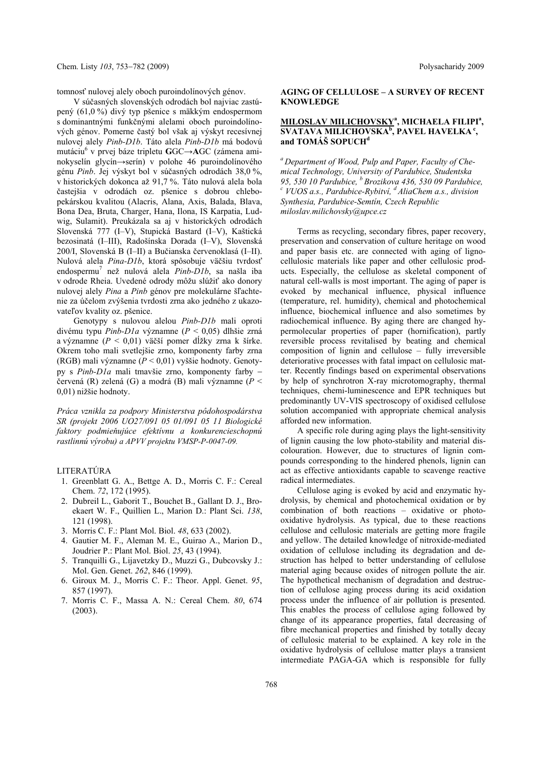tomnosť nulovej alely oboch puroindolínových génov.

V súčasných slovenských odrodách bol najviac zastúpený (61,0 %) divý typ pšenice s mäkkým endospermom s dominantnými funkčnými alelami oboch puroindolínových génov. Pomerne častý bol však aj výskyt recesívnej nulovej alely *Pinb-D1b*. Táto alela *Pinb-D1b* má bodovú mutáciu[6] v prvej báze tripletu **G**GC→**A**GC (zámena aminokyselín glycín→serín) v polohe 46 puroindolínového génu *Pinb*. Jej výskyt bol v súčasných odrodách 38,0 %, v historických dokonca až 91,7 %. Táto nulová alela bola častejšia v odrodách oz. pšenice s dobrou chlebopekárskou kvalitou (Alacris, Alana, Axis, Balada, Blava, Bona Dea, Bruta, Charger, Hana, Ilona, IS Karpatia, Ludwig, Sulamit). Preukázala sa aj v historických odrodách Slovenská 777 (I–V), Stupická Bastard (I–V), Kaštická bezosinatá (I–III), Radošínska Dorada (I–V), Slovenská 200/I, Slovenská B (I–II) a Bučianska červenoklasá (I–II). Nulová alela *Pina-D1b*, ktorá spôsobuje väčšiu tvrdosť endospermu[7] než nulová alela *Pinb-D1b*, sa našla iba v odrode Rheia. Uvedené odrody môžu slúžiť ako donory nulovej alely *Pina* a *Pinb* génov pre molekulárne šľachtenie za účelom zvýšenia tvrdosti zrna ako jedného z ukazovateľov kvality oz. pšenice.

Genotypy s nulovou alelou *Pinb-D1b* mali oproti divému typu *Pinb-D1a* významne ($P < 0{,}05$) dlhšie zrná a významne ($P < 0{,}01$) väčší pomer dĺžky zrna k šírke. Okrem toho mali svetlejšie zrno, komponenty farby zrna (RGB) mali významne ($P < 0{,}01$) vyššie hodnoty. Genotypy s *Pinb-D1a* mali tmavšie zrno, komponenty farby – červená (R) zelená (G) a modrá (B) mali významne ($P < 0{,}01$) nižšie hodnoty.

*Práca vznikla za podpory Ministerstva pôdohospodárstva SR (projekt 2006 UO27/091 05 01/091 05 11 Biologické faktory podmieňujúce efektívnu a konkurencieschopnú rastlinnú výrobu) a APVV projektu VMSP-P-0047-09.*

## LITERATÚRA

1. Greenblatt G. A., Bettge A. D., Morris C. F.: Cereal Chem. *72*, 172 (1995).
2. Dubreil L., Gaborit T., Bouchet B., Gallant D. J., Broekaert W. F., Quillien L., Marion D.: Plant Sci. *138*, 121 (1998).
3. Morris C. F.: Plant Mol. Biol. *48*, 633 (2002).
4. Gautier M. F., Aleman M. E., Guirao A., Marion D., Joudrier P.: Plant Mol. Biol. *25*, 43 (1994).
5. Tranquilli G., Lijavetzky D., Muzzi G., Dubcovsky J.: Mol. Gen. Genet. *262*, 846 (1999).
6. Giroux M. J., Morris C. F.: Theor. Appl. Genet. *95*, 857 (1997).
7. Morris C. F., Massa A. N.: Cereal Chem. *80*, 674 (2003).

## AGING OF CELLULOSE – A SURVEY OF RECENT KNOWLEDGE

**MILOSLAV MILICHOVSKY[a], MICHAELA FILIPI[a], SVATAVA MILICHOVSKA[b], PAVEL HAVELKA[c], and TOMÁŠ SOPUCH[d]**

[a] *Department of Wood, Pulp and Paper, Faculty of Chemical Technology, University of Pardubice, Studentska 95, 530 10 Pardubice,* [b] *Brozikova 436, 530 09 Pardubice,* [c] *VUOS a.s., Pardubice-Rybitví,* [d] *AliaChem a.s., division Synthesia, Pardubice-Semtín, Czech Republic*
*miloslav.milichovsky@upce.cz*

Terms as recycling, secondary fibres, paper recovery, preservation and conservation of culture heritage on wood and paper basis etc. are connected with aging of lignocellulosic materials like paper and other cellulosic products. Especially, the cellulose as skeletal component of natural cell-walls is most important. The aging of paper is evoked by mechanical influence, physical influence (temperature, rel. humidity), chemical and photochemical influence, biochemical influence and also sometimes by radiochemical influence. By aging there are changed hypermolecular properties of paper (hornification), partly reversible process revitalised by beating and chemical composition of lignin and cellulose – fully irreversible deteriorative processes with fatal impact on cellulosic matter. Recently findings based on experimental observations by help of synchrotron X-ray microtomography, thermal techniques, chemi-luminescence and EPR techniques but predominantly UV-VIS spectroscopy of oxidised cellulose solution accompanied with appropriate chemical analysis afforded new information.

A specific role during aging plays the light-sensitivity of lignin causing the low photo-stability and material discolouration. However, due to structures of lignin compounds corresponding to the hindered phenols, lignin can act as effective antioxidants capable to scavenge reactive radical intermediates.

Cellulose aging is evoked by acid and enzymatic hydrolysis, by chemical and photochemical oxidation or by combination of both reactions – oxidative or photo-oxidative hydrolysis. As typical, due to these reactions cellulose and cellulosic materials are getting more fragile and yellow. The detailed knowledge of nitroxide-mediated oxidation of cellulose including its degradation and destruction has helped to better understanding of cellulose material aging because oxides of nitrogen pollute the air. The hypothetical mechanism of degradation and destruction of cellulose aging process during its acid oxidation process under the influence of air pollution is presented. This enables the process of cellulose aging followed by change of its appearance properties, fatal decreasing of fibre mechanical properties and finished by totally decay of cellulosic material to be explained. A key role in the oxidative hydrolysis of cellulose matter plays a transient intermediate PAGA-GA which is responsible for fully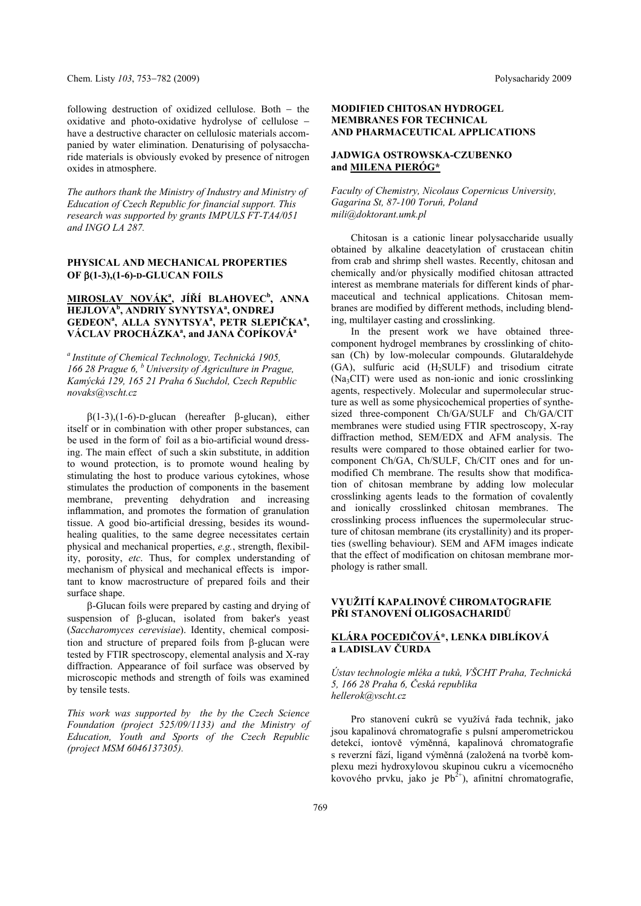following destruction of oxidized cellulose. Both – the oxidative and photo-oxidative hydrolyse of cellulose – have a destructive character on cellulosic materials accompanied by water elimination. Denaturising of polysaccharide materials is obviously evoked by presence of nitrogen oxides in atmosphere.

*The authors thank the Ministry of Industry and Ministry of Education of Czech Republic for financial support. This research was supported by grants IMPULS FT-TA4/051 and INGO LA 287.*

## PHYSICAL AND MECHANICAL PROPERTIES OF β(1-3),(1-6)-D-GLUCAN FOILS

**MIROSLAV NOVÁK[a], JIŘÍ BLAHOVEC[b], ANNA HEJLOVA[b], ANDRIY SYNYTSYA[a], ONDREJ GEDEON[a], ALLA SYNYTSYA[a], PETR SLEPIČKA[a], VÁCLAV PROCHÁZKA[a], and JANA ČOPÍKOVÁ[a]**

*[a] Institute of Chemical Technology, Technická 1905, 166 28 Prague 6, [b] University of Agriculture in Prague, Kamýcká 129, 165 21 Praha 6 Suchdol, Czech Republic novaks@vscht.cz*

β(1-3),(1-6)-D-glucan (hereafter β-glucan), either itself or in combination with other proper substances, can be used in the form of foil as a bio-artificial wound dressing. The main effect of such a skin substitute, in addition to wound protection, is to promote wound healing by stimulating the host to produce various cytokines, whose stimulates the production of components in the basement membrane, preventing dehydration and increasing inflammation, and promotes the formation of granulation tissue. A good bio-artificial dressing, besides its wound-healing qualities, to the same degree necessitates certain physical and mechanical properties, *e.g.*, strength, flexibility, porosity, *etc*. Thus, for complex understanding of mechanism of physical and mechanical effects is important to know macrostructure of prepared foils and their surface shape.

β-Glucan foils were prepared by casting and drying of suspension of β-glucan, isolated from baker's yeast (*Saccharomyces cerevisiae*). Identity, chemical composition and structure of prepared foils from β-glucan were tested by FTIR spectroscopy, elemental analysis and X-ray diffraction. Appearance of foil surface was observed by microscopic methods and strength of foils was examined by tensile tests.

*This work was supported by the by the Czech Science Foundation (project 525/09/1133) and the Ministry of Education, Youth and Sports of the Czech Republic (project MSM 6046137305).*

## MODIFIED CHITOSAN HYDROGEL MEMBRANES FOR TECHNICAL AND PHARMACEUTICAL APPLICATIONS

**JADWIGA OSTROWSKA-CZUBENKO and MILENA PIERÓG***

*Faculty of Chemistry, Nicolaus Copernicus University, Gagarina St, 87-100 Toruń, Poland mili@doktorant.umk.pl*

Chitosan is a cationic linear polysaccharide usually obtained by alkaline deacetylation of crustacean chitin from crab and shrimp shell wastes. Recently, chitosan and chemically and/or physically modified chitosan attracted interest as membrane materials for different kinds of pharmaceutical and technical applications. Chitosan membranes are modified by different methods, including blending, multilayer casting and crosslinking.

In the present work we have obtained three-component hydrogel membranes by crosslinking of chitosan (Ch) by low-molecular compounds. Glutaraldehyde (GA), sulfuric acid ($H_2SULF$) and trisodium citrate ($Na_3CIT$) were used as non-ionic and ionic crosslinking agents, respectively. Molecular and supermolecular structure as well as some physicochemical properties of synthesized three-component Ch/GA/SULF and Ch/GA/CIT membranes were studied using FTIR spectroscopy, X-ray diffraction method, SEM/EDX and AFM analysis. The results were compared to those obtained earlier for two-component Ch/GA, Ch/SULF, Ch/CIT ones and for unmodified Ch membrane. The results show that modification of chitosan membrane by adding low molecular crosslinking agents leads to the formation of covalently and ionically crosslinked chitosan membranes. The crosslinking process influences the supermolecular structure of chitosan membrane (its crystallinity) and its properties (swelling behaviour). SEM and AFM images indicate that the effect of modification on chitosan membrane morphology is rather small.

## VYUŽITÍ KAPALINOVÉ CHROMATOGRAFIE PŘI STANOVENÍ OLIGOSACHARIDŮ

**KLÁRA POCEDIČOVÁ*, LENKA DIBLÍKOVÁ a LADISLAV ČURDA**

*Ústav technologie mléka a tuků, VŠCHT Praha, Technická 5, 166 28 Praha 6, Česká republika hellerok@vscht.cz*

Pro stanovení cukrů se využívá řada technik, jako jsou kapalinová chromatografie s pulsní amperometrickou detekcí, iontově výměnná, kapalinová chromatografie s reverzní fází, ligand výměnná (založená na tvorbě komplexu mezi hydroxylovou skupinou cukru a vícemocného kovového prvku, jako je $Pb^{2+}$), afinitní chromatografie,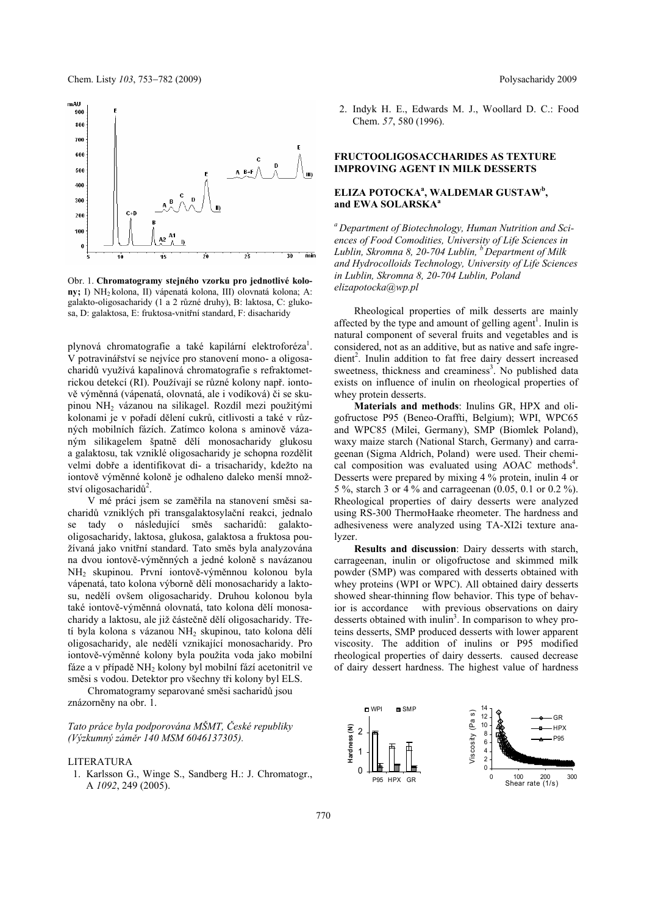Obr. 1. **Chromatogramy stejného vzorku pro jednotlivé kolony;** I) $NH_2$ kolona, II) vápenatá kolona, III) olovnatá kolona; A: galakto-oligosacharidy (1 a 2 různé druhy), B: laktosa, C: glukosa, D: galaktosa, E: fruktosa-vnitřní standard, F: disacharidy

plynová chromatografie a také kapilární elektroforéza[1]. V potravinářství se nejvíce pro stanovení mono- a oligosacharidů využívá kapalinová chromatografie s refraktometrickou detekcí (RI). Používají se různé kolony např. iontově výměnná (vápenatá, olovnatá, ale i vodíková) či se skupinou $NH_2$ vázanou na silikagel. Rozdíl mezi použitými kolonami je v pořadí dělení cukrů, citlivosti a také v různých mobilních fázích. Zatímco kolona s aminově vázaným silikagelem špatně dělí monosacharidy glukosu a galaktosu, tak vzniklé oligosacharidy je schopna rozdělit velmi dobře a identifikovat di- a trisacharidy, kdežto na iontově výměnné koloně je odhaleno daleko menší množství oligosacharidů[2].

V mé práci jsem se zaměřila na stanovení směsi sacharidů vzniklých při transgalaktosylační reakci, jednalo se tady o následující směs sacharidů: galaktooligosacharidy, laktosa, glukosa, galaktosa a fruktosa používaná jako vnitřní standard. Tato směs byla analyzována na dvou iontově-výměnných a jedné koloně s navázanou $NH_2$ skupinou. První iontově-výměnnou kolonou byla vápenatá, tato kolona výborně dělí monosacharidy a laktosu, nedělí ovšem oligosacharidy. Druhou kolonou byla také iontově-výměnná olovnatá, tato kolona dělí monosacharidy a laktosu, ale již částečně dělí oligosacharidy. Třetí byla kolona s vázanou $NH_2$ skupinou, tato kolona dělí oligosacharidy, ale nedělí vznikající monosacharidy. Pro iontově-výměnné kolony byla použita voda jako mobilní fáze a v případě $NH_2$ kolony byl mobilní fází acetonitril ve směsi s vodou. Detektor pro všechny tři kolony byl ELS.

Chromatogramy separované směsi sacharidů jsou znázorněny na obr. 1.

*Tato práce byla podporována MŠMT, České republiky (Výzkumný záměr 140 MSM 6046137305).*

LITERATURA

1. Karlsson G., Winge S., Sandberg H.: J. Chromatogr., A *1092*, 249 (2005).
2. Indyk H. E., Edwards M. J., Woollard D. C.: Food Chem. *57*, 580 (1996).

## FRUCTOOLIGOSACCHARIDES AS TEXTURE IMPROVING AGENT IN MILK DESSERTS

**ELIZA POTOCKA[a], WALDEMAR GUSTAW[b], and EWA SOLARSKA[a]**

*[a] Department of Biotechnology, Human Nutrition and Sciences of Food Comodities, University of Life Sciences in Lublin, Skromna 8, 20-704 Lublin, [b] Department of Milk and Hydrocolloids Technology, University of Life Sciences in Lublin, Skromna 8, 20-704 Lublin, Poland elizapotocka@wp.pl*

Rheological properties of milk desserts are mainly affected by the type and amount of gelling agent[1]. Inulin is natural component of several fruits and vegetables and is considered, not as an additive, but as native and safe ingredient[2]. Inulin addition to fat free dairy dessert increased sweetness, thickness and creaminess[3]. No published data exists on influence of inulin on rheological properties of whey protein desserts.

**Materials and methods**: Inulins GR, HPX and oligofructose P95 (Beneo-Oraffti, Belgium); WPI, WPC65 and WPC85 (Milei, Germany), SMP (Biomlek Poland), waxy maize starch (National Starch, Germany) and carrageenan (Sigma Aldrich, Poland) were used. Their chemical composition was evaluated using AOAC methods[4]. Desserts were prepared by mixing 4 % protein, inulin 4 or 5 %, starch 3 or 4 % and carrageenan (0.05, 0.1 or 0.2 %). Rheological properties of dairy desserts were analyzed using RS-300 ThermoHaake rheometer. The hardness and adhesiveness were analyzed using TA-XI2i texture analyzer.

**Results and discussion**: Dairy desserts with starch, carrageenan, inulin or oligofructose and skimmed milk powder (SMP) was compared with desserts obtained with whey proteins (WPI or WPC). All obtained dairy desserts showed shear-thinning flow behavior. This type of behavior is accordance with previous observations on dairy desserts obtained with inulin[3]. In comparison to whey proteins desserts, SMP produced desserts with lower apparent viscosity. The addition of inulins or P95 modified rheological properties of dairy desserts. caused decrease of dairy dessert hardness. The highest value of hardness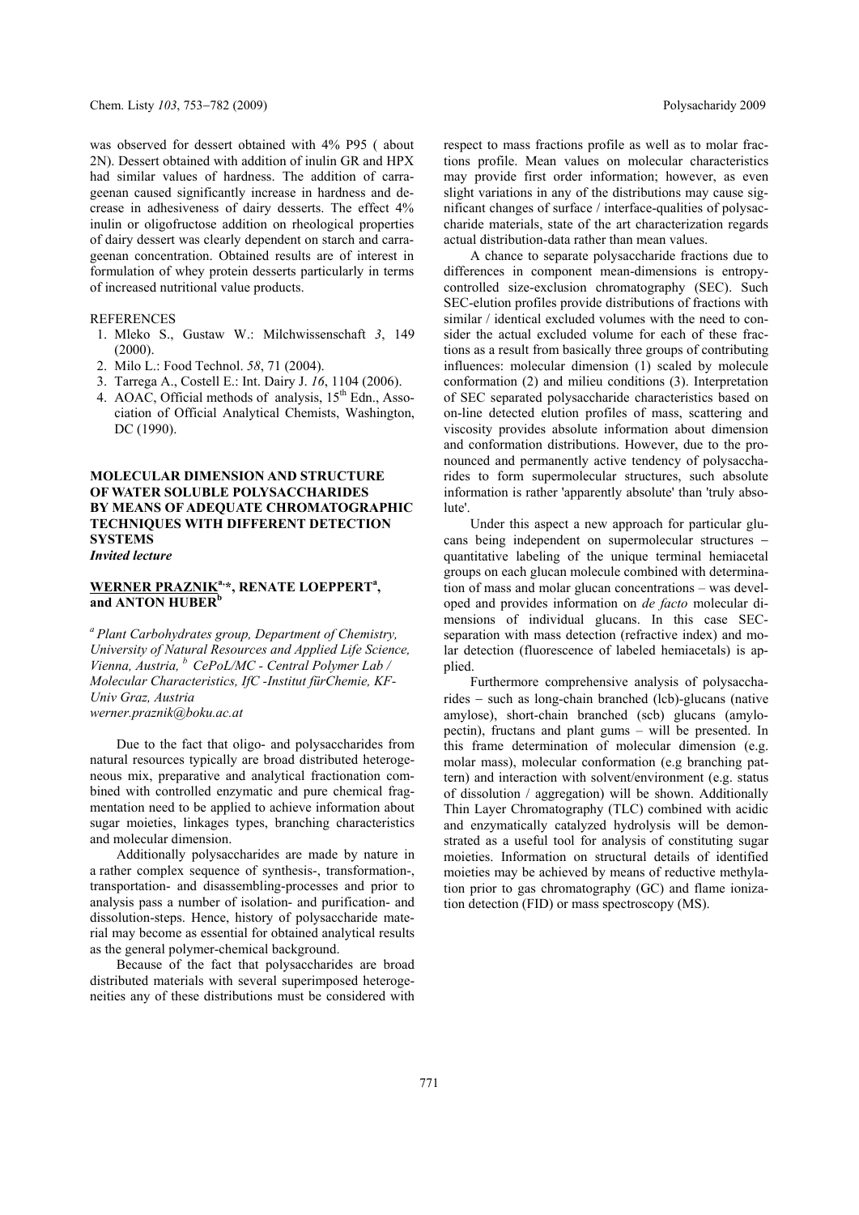was observed for dessert obtained with 4% P95 ( about 2N). Dessert obtained with addition of inulin GR and HPX had similar values of hardness. The addition of carrageenan caused significantly increase in hardness and decrease in adhesiveness of dairy desserts. The effect 4% inulin or oligofructose addition on rheological properties of dairy dessert was clearly dependent on starch and carrageenan concentration. Obtained results are of interest in formulation of whey protein desserts particularly in terms of increased nutritional value products.

REFERENCES

1. Mleko S., Gustaw W.: Milchwissenschaft *3*, 149 (2000).
2. Milo L.: Food Technol. *58*, 71 (2004).
3. Tarrega A., Costell E.: Int. Dairy J. *16*, 1104 (2006).
4. AOAC, Official methods of analysis, 15th Edn., Association of Official Analytical Chemists, Washington, DC (1990).

## MOLECULAR DIMENSION AND STRUCTURE OF WATER SOLUBLE POLYSACCHARIDES BY MEANS OF ADEQUATE CHROMATOGRAPHIC TECHNIQUES WITH DIFFERENT DETECTION SYSTEMS

***Invited lecture***

**WERNER PRAZNIK[a,]*, RENATE LOEPPERT[a], and ANTON HUBER[b]**

*[a] Plant Carbohydrates group, Department of Chemistry, University of Natural Resources and Applied Life Science, Vienna, Austria, [b] CePoL/MC - Central Polymer Lab / Molecular Characteristics, IfC -Institut fürChemie, KF-Univ Graz, Austria*
*werner.praznik@boku.ac.at*

Due to the fact that oligo- and polysaccharides from natural resources typically are broad distributed heterogeneous mix, preparative and analytical fractionation combined with controlled enzymatic and pure chemical fragmentation need to be applied to achieve information about sugar moieties, linkages types, branching characteristics and molecular dimension.

Additionally polysaccharides are made by nature in a rather complex sequence of synthesis-, transformation-, transportation- and disassembling-processes and prior to analysis pass a number of isolation- and purification- and dissolution-steps. Hence, history of polysaccharide material may become as essential for obtained analytical results as the general polymer-chemical background.

Because of the fact that polysaccharides are broad distributed materials with several superimposed heterogeneities any of these distributions must be considered with respect to mass fractions profile as well as to molar fractions profile. Mean values on molecular characteristics may provide first order information; however, as even slight variations in any of the distributions may cause significant changes of surface / interface-qualities of polysaccharide materials, state of the art characterization regards actual distribution-data rather than mean values.

A chance to separate polysaccharide fractions due to differences in component mean-dimensions is entropy-controlled size-exclusion chromatography (SEC). Such SEC-elution profiles provide distributions of fractions with similar / identical excluded volumes with the need to consider the actual excluded volume for each of these fractions as a result from basically three groups of contributing influences: molecular dimension (1) scaled by molecule conformation (2) and milieu conditions (3). Interpretation of SEC separated polysaccharide characteristics based on on-line detected elution profiles of mass, scattering and viscosity provides absolute information about dimension and conformation distributions. However, due to the pronounced and permanently active tendency of polysaccharides to form supermolecular structures, such absolute information is rather 'apparently absolute' than 'truly absolute'.

Under this aspect a new approach for particular glucans being independent on supermolecular structures – quantitative labeling of the unique terminal hemiacetal groups on each glucan molecule combined with determination of mass and molar glucan concentrations – was developed and provides information on *de facto* molecular dimensions of individual glucans. In this case SEC-separation with mass detection (refractive index) and molar detection (fluorescence of labeled hemiacetals) is applied.

Furthermore comprehensive analysis of polysaccharides – such as long-chain branched (lcb)-glucans (native amylose), short-chain branched (scb) glucans (amylopectin), fructans and plant gums – will be presented. In this frame determination of molecular dimension (e.g. molar mass), molecular conformation (e.g branching pattern) and interaction with solvent/environment (e.g. status of dissolution / aggregation) will be shown. Additionally Thin Layer Chromatography (TLC) combined with acidic and enzymatically catalyzed hydrolysis will be demonstrated as a useful tool for analysis of constituting sugar moieties. Information on structural details of identified moieties may be achieved by means of reductive methylation prior to gas chromatography (GC) and flame ionization detection (FID) or mass spectroscopy (MS).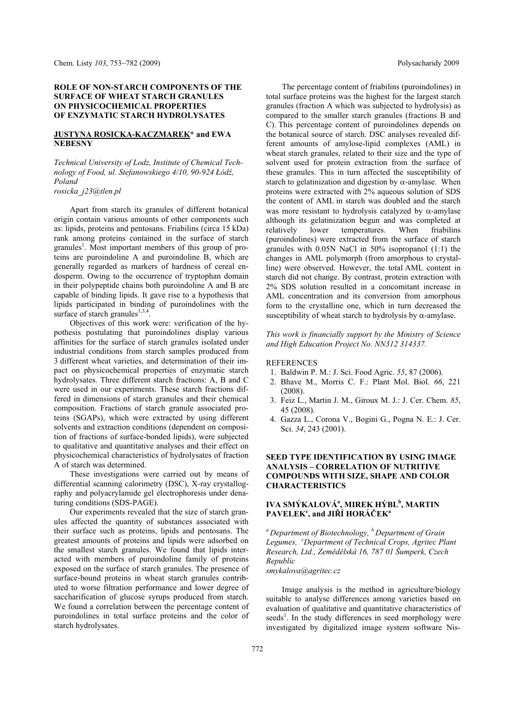## ROLE OF NON-STARCH COMPONENTS OF THE SURFACE OF WHEAT STARCH GRANULES ON PHYSICOCHEMICAL PROPERTIES OF ENZYMATIC STARCH HYDROLYSATES

**JUSTYNA ROSICKA-KACZMAREK*** and **EWA NEBESNY**

*Technical University of Lodz, Institute of Chemical Technology of Food, ul. Stefanowskiego 4/10, 90-924 Łódź, Poland*
*rosicka_j23@tlen.pl*

Apart from starch its granules of different botanical origin contain various amounts of other components such as: lipids, proteins and pentosans. Friabilins (circa 15 kDa) rank among proteins contained in the surface of starch granules[1]. Most important members of this group of proteins are puroindoline A and puroindoline B, which are generally regarded as markers of hardness of cereal endosperm. Owing to the occurrence of tryptophan domain in their polypeptide chains both puroindoline A and B are capable of binding lipids. It gave rise to a hypothesis that lipids participated in binding of puroindolines with the surface of starch granules[1,3,4].

Objectives of this work were: verification of the hypothesis postulating that puroindolines display various affinities for the surface of starch granules isolated under industrial conditions from starch samples produced from 3 different wheat varieties, and determination of their impact on physicochemical properties of enzymatic starch hydrolysates. Three different starch fractions: A, B and C were used in our experiments. These starch fractions differed in dimensions of starch granules and their chemical composition. Fractions of starch granule associated proteins (SGAPs), which were extracted by using different solvents and extraction conditions (dependent on composition of fractions of surface-bonded lipids), were subjected to qualitative and quantitative analyses and their effect on physicochemical characteristics of hydrolysates of fraction A of starch was determined.

These investigations were carried out by means of differential scanning calorimetry (DSC), X-ray crystallography and polyacrylamide gel electrophoresis under denaturing conditions (SDS-PAGE).

Our experiments revealed that the size of starch granules affected the quantity of substances associated with their surface such as proteins, lipids and pentosans. The greatest amounts of proteins and lipids were adsorbed on the smallest starch granules. We found that lipids interacted with members of puroindoline family of proteins exposed on the surface of starch granules. The presence of surface-bound proteins in wheat starch granules contributed to worse filtration performance and lower degree of saccharification of glucose syrups produced from starch. We found a correlation between the percentage content of puroindolines in total surface proteins and the color of starch hydrolysates.

The percentage content of friabilins (puroindolines) in total surface proteins was the highest for the largest starch granules (fraction A which was subjected to hydrolysis) as compared to the smaller starch granules (fractions B and C). This percentage content of puroindolines depends on the botanical source of starch. DSC analyses revealed different amounts of amylose-lipid complexes (AML) in wheat starch granules, related to their size and the type of solvent used for protein extraction from the surface of these granules. This in turn affected the susceptibility of starch to gelatinization and digestion by α-amylase. When proteins were extracted with 2% aqueous solution of SDS the content of AML in starch was doubled and the starch was more resistant to hydrolysis catalyzed by α-amylase although its gelatinization begun and was completed at relatively lower temperatures. When friabilins (puroindolines) were extracted from the surface of starch granules with 0.05N NaCl in 50% isopropanol (1:1) the changes in AML polymorph (from amorphous to crystalline) were observed. However, the total AML content in starch did not change. By contrast, protein extraction with 2% SDS solution resulted in a concomitant increase in AML concentration and its conversion from amorphous form to the crystalline one, which in turn decreased the susceptibility of wheat starch to hydrolysis by α-amylase.

*This work is financially support by the Ministry of Science and High Education Project No. NN312 314337.*

REFERENCES

1. Baldwin P. M.: J. Sci. Food Agric. *55*, 87 (2006).
2. Bhave M., Morris C. F.: Plant Mol. Biol. *66*, 221 (2008).
3. Feiz L., Martin J. M., Giroux M. J.: J. Cer. Chem. *85*, 45 (2008).
4. Gazza L., Corona V., Bogini G., Pogna N. E.: J. Cer. Sci. *34*, 243 (2001).

## SEED TYPE IDENTIFICATION BY USING IMAGE ANALYSIS – CORRELATION OF NUTRITIVE COMPOUNDS WITH SIZE, SHAPE AND COLOR CHARACTERISTICS

**IVA SMÝKALOVÁ[a], MIREK HÝBL[b], MARTIN PAVELEK[c], and JIŘÍ HORÁČEK[a]**

*[a] Department of Biotechnology, [b] Department of Grain Legumes, [c] Department of Technical Crops, Agritec Plant Research, Ltd., Zemědělská 16, 787 01 Šumperk, Czech Republic*
*smykalova@agritec.cz*

Image analysis is the method in agriculture/biology suitable to analyse differences among varieties based on evaluation of qualitative and quantitative characteristics of seeds[1]. In the study differences in seed morphology were investigated by digitalized image system software Nis-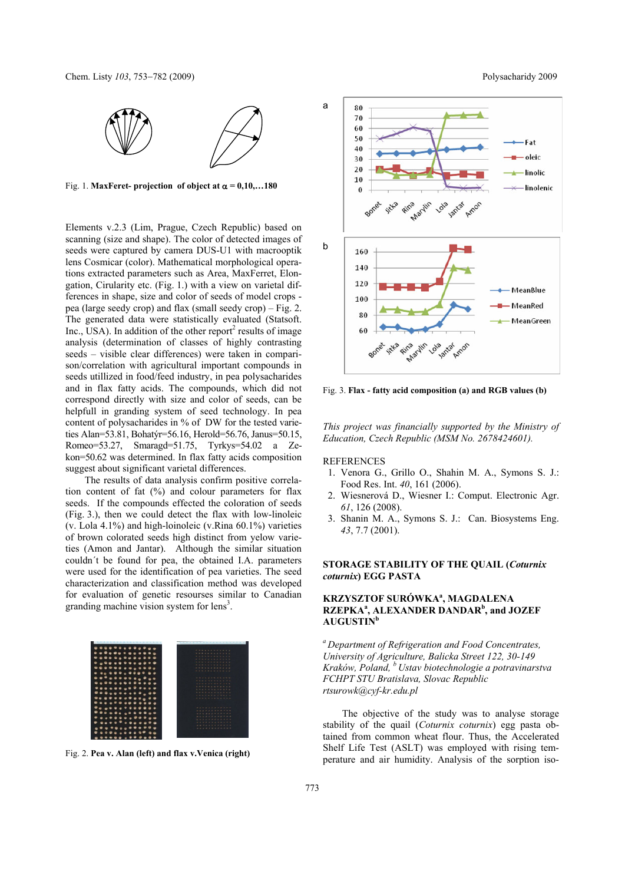Fig. 1. **MaxFeret- projection of object at $\alpha$ = 0,10,…180**

Elements v.2.3 (Lim, Prague, Czech Republic) based on scanning (size and shape). The color of detected images of seeds were captured by camera DUS-U1 with macrooptik lens Cosmicar (color). Mathematical morphological operations extracted parameters such as Area, MaxFerret, Elongation, Cirularity etc. (Fig. 1.) with a view on varietal differences in shape, size and color of seeds of model crops - pea (large seedy crop) and flax (small seedy crop) – Fig. 2. The generated data were statistically evaluated (Statsoft. Inc., USA). In addition of the other report[2] results of image analysis (determination of classes of highly contrasting seeds – visible clear differences) were taken in comparison/correlation with agricultural important compounds in seeds utillized in food/feed industry, in pea polysacharides and in flax fatty acids. The compounds, which did not correspond directly with size and color of seeds, can be helpfull in granding system of seed technology. In pea content of polysacharides in % of DW for the tested varieties Alan=53.81, Bohatýr=56.16, Herold=56.76, Janus=50.15, Romeo=53.27, Smaragd=51.75, Tyrkys=54.02 a Zekon=50.62 was determined. In flax fatty acids composition suggest about significant varietal differences.

The results of data analysis confirm positive correlation content of fat (%) and colour parameters for flax seeds. If the compounds effected the coloration of seeds (Fig. 3.), then we could detect the flax with low-linoleic (v. Lola 4.1%) and high-loinoleic (v.Rina 60.1%) varieties of brown colorated seeds high distinct from yelow varieties (Amon and Jantar). Although the similar situation couldn´t be found for pea, the obtained I.A. parameters were used for the identification of pea varieties. The seed characterization and classification method was developed for evaluation of genetic resourses similar to Canadian granding machine vision system for lens[3].

Fig. 2. **Pea v. Alan (left) and flax v.Venica (right)**

Fig. 3. **Flax - fatty acid composition (a) and RGB values (b)**

*This project was financially supported by the Ministry of Education, Czech Republic (MSM No. 2678424601).*

REFERENCES

1. Venora G., Grillo O., Shahin M. A., Symons S. J.: Food Res. Int. *40*, 161 (2006).
2. Wiesnerová D., Wiesner I.: Comput. Electronic Agr. *61*, 126 (2008).
3. Shanin M. A., Symons S. J.: Can. Biosystems Eng. *43*, 7.7 (2001).

## STORAGE STABILITY OF THE QUAIL (*Coturnix coturnix*) EGG PASTA

**KRZYSZTOF SURÓWKA[a], MAGDALENA RZEPKA[a], ALEXANDER DANDAR[b], and JOZEF AUGUSTIN[b]**

*[a] Department of Refrigeration and Food Concentrates, University of Agriculture, Balicka Street 122, 30-149 Kraków, Poland, [b] Ustav biotechnologie a potravinarstva FCHPT STU Bratislava, Slovac Republic*
*rtsurowk@cyf-kr.edu.pl*

The objective of the study was to analyse storage stability of the quail (*Coturnix coturnix*) egg pasta obtained from common wheat flour. Thus, the Accelerated Shelf Life Test (ASLT) was employed with rising temperature and air humidity. Analysis of the sorption iso-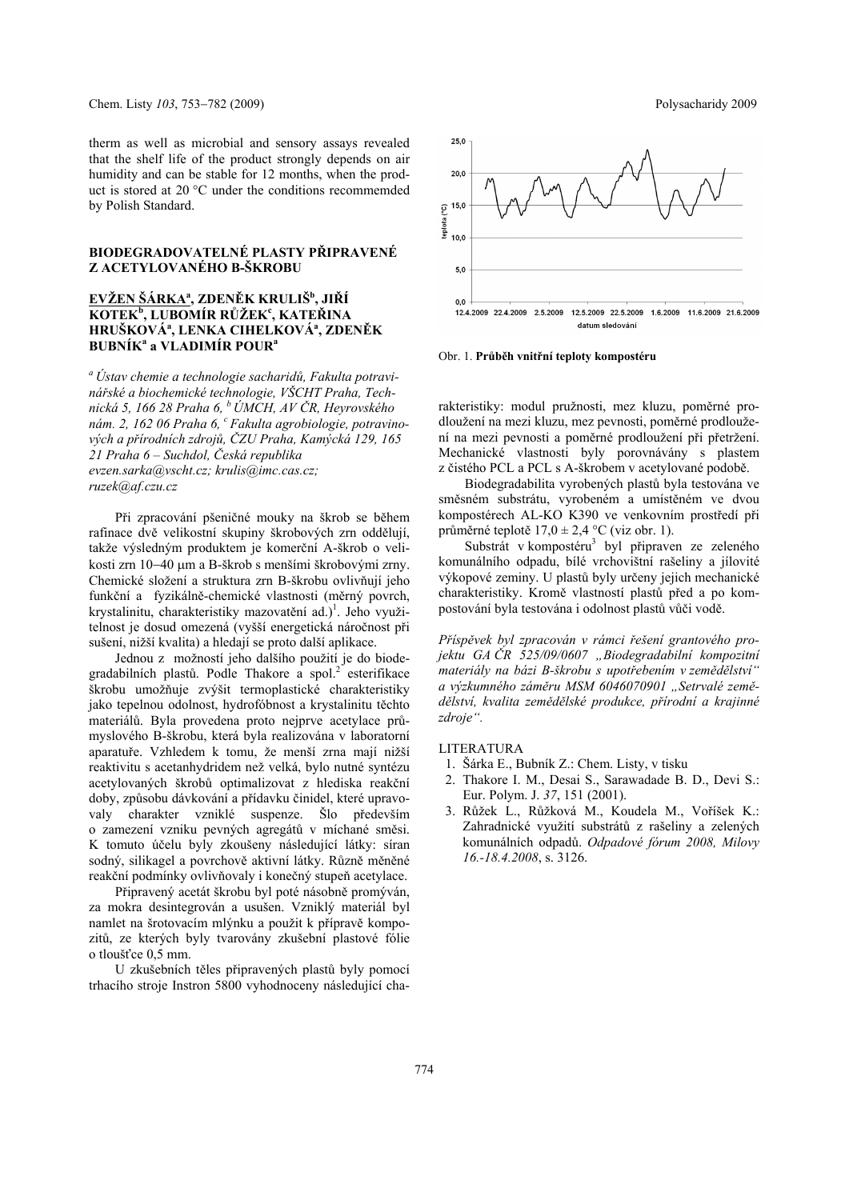therm as well as microbial and sensory assays revealed that the shelf life of the product strongly depends on air humidity and can be stable for 12 months, when the product is stored at 20 °C under the conditions recommemded by Polish Standard.

## BIODEGRADOVATELNÉ PLASTY PŘIPRAVENÉ Z ACETYLOVANÉHO B-ŠKROBU

**EVŽEN ŠÁRKA[a], ZDENĚK KRULIŠ[b], JIŘÍ KOTEK[b], LUBOMÍR RŮŽEK[c], KATEŘINA HRUŠKOVÁ[a], LENKA CIHELKOVÁ[a], ZDENĚK BUBNÍK[a] a VLADIMÍR POUR[a]**

*[a] Ústav chemie a technologie sacharidů, Fakulta potravinářské a biochemické technologie, VŠCHT Praha, Technická 5, 166 28 Praha 6, [b] ÚMCH, AV ČR, Heyrovského nám. 2, 162 06 Praha 6, [c] Fakulta agrobiologie, potravinových a přírodních zdrojů, ČZU Praha, Kamýcká 129, 165 21 Praha 6 – Suchdol, Česká republika*
*evzen.sarka@vscht.cz; krulis@imc.cas.cz; ruzek@af.czu.cz*

Při zpracování pšeničné mouky na škrob se během rafinace dvě velikostní skupiny škrobových zrn oddělují, takže výsledným produktem je komerční A-škrob o velikosti zrn 10–40 μm a B-škrob s menšími škrobovými zrny. Chemické složení a struktura zrn B-škrobu ovlivňují jeho funkční a fyzikálně-chemické vlastnosti (měrný povrch, krystalinitu, charakteristiky mazovatění ad.)[1]. Jeho využitelnost je dosud omezená (vyšší energetická náročnost při sušení, nižší kvalita) a hledají se proto další aplikace.

Jednou z možností jeho dalšího použití je do biodegradabilních plastů. Podle Thakore a spol.[2] esterifikace škrobu umožňuje zvýšit termoplastické charakteristiky jako tepelnou odolnost, hydrofóbnost a krystalinitu těchto materiálů. Byla provedena proto nejprve acetylace průmyslového B-škrobu, která byla realizována v laboratorní aparatuře. Vzhledem k tomu, že menší zrna mají nižší reaktivitu s acetanhydridem než velká, bylo nutné syntézu acetylovaných škrobů optimalizovat z hlediska reakční doby, způsobu dávkování a přídavku činidel, které upravovaly charakter vzniklé suspenze. Šlo především o zamezení vzniku pevných agregátů v míchané směsi. K tomuto účelu byly zkoušeny následující látky: síran sodný, silikagel a povrchově aktivní látky. Různě měněné reakční podmínky ovlivňovaly i konečný stupeň acetylace.

Připravený acetát škrobu byl poté násobně promýván, za mokra desintegrován a usušen. Vzniklý materiál byl namlet na šrotovacím mlýnku a použit k přípravě kompozitů, ze kterých byly tvarovány zkušební plastové fólie o tloušťce 0,5 mm.

U zkušebních těles připravených plastů byly pomocí trhacího stroje Instron 5800 vyhodnoceny následující charakteristiky: modul pružnosti, mez kluzu, poměrné prodloužení na mezi kluzu, mez pevnosti, poměrné prodloužení na mezi pevnosti a poměrné prodloužení při přetržení. Mechanické vlastnosti byly porovnávány s plastem z čistého PCL a PCL s A-škrobem v acetylované podobě.

Obr. 1. **Průběh vnitřní teploty kompostéru**

Biodegradabilita vyrobených plastů byla testována ve směsném substrátu, vyrobeném a umístěném ve dvou kompostérech AL-KO K390 ve venkovním prostředí při průměrné teplotě 17,0 ± 2,4 °C (viz obr. 1).

Substrát v kompostéru[3] byl připraven ze zeleného komunálního odpadu, bílé vrchovištní rašeliny a jílovité výkopové zeminy. U plastů byly určeny jejich mechanické charakteristiky. Kromě vlastností plastů před a po kompostování byla testována i odolnost plastů vůči vodě.

*Příspěvek byl zpracován v rámci řešení grantového projektu GA ČR 525/09/0607 „Biodegradabilní kompozitní materiály na bázi B-škrobu s upotřebením v zemědělství" a výzkumného záměru MSM 6046070901 „Setrvalé zemědělství, kvalita zemědělské produkce, přírodní a krajinné zdroje".*

### LITERATURA

1. Šárka E., Bubník Z.: Chem. Listy, v tisku
2. Thakore I. M., Desai S., Sarawadade B. D., Devi S.: Eur. Polym. J. *37*, 151 (2001).
3. Růžek L., Růžková M., Koudela M., Voříšek K.: Zahradnické využití substrátů z rašeliny a zelených komunálních odpadů. *Odpadové fórum 2008, Milovy 16.-18.4.2008*, s. 3126.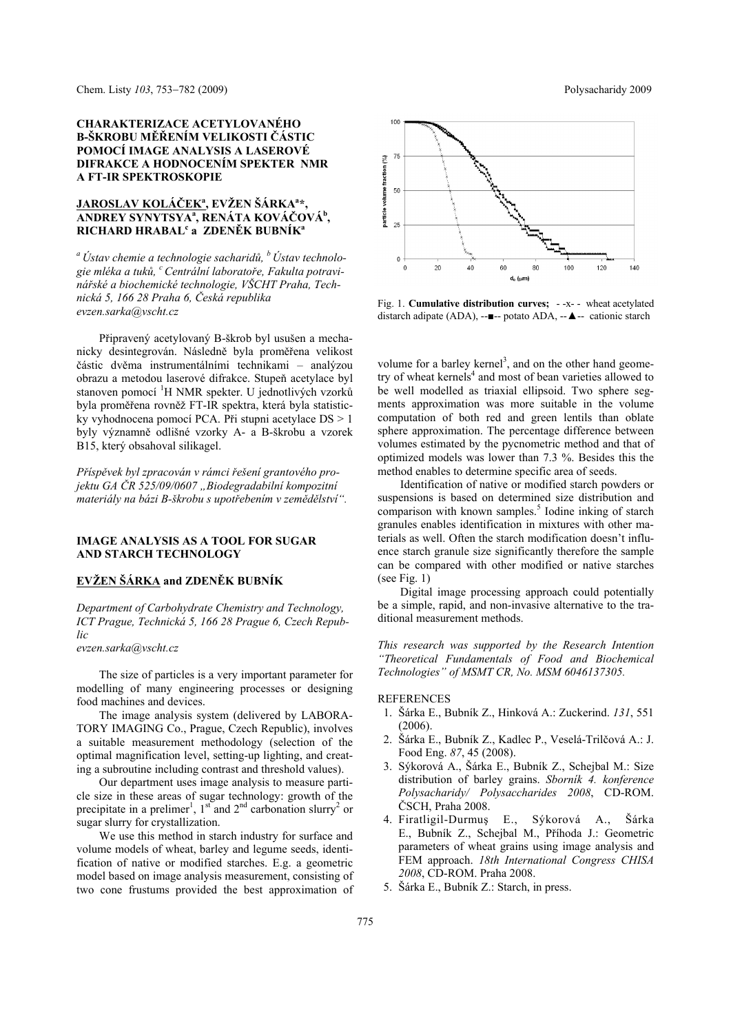## CHARAKTERIZACE ACETYLOVANÉHO B-ŠKROBU MĚŘENÍM VELIKOSTI ČÁSTIC POMOCÍ IMAGE ANALYSIS A LASEROVÉ DIFRAKCE A HODNOCENÍM SPEKTER NMR A FT-IR SPEKTROSKOPIE

**JAROSLAV KOLÁČEK[a], EVŽEN ŠÁRKA[a]*, ANDREY SYNYTSYA[a], RENÁTA KOVÁČOVÁ[b], RICHARD HRABAL[c] a ZDENĚK BUBNÍK[a]**

*[a] Ústav chemie a technologie sacharidů, [b] Ústav technologie mléka a tuků, [c] Centrální laboratoře, Fakulta potravinářské a biochemické technologie, VŠCHT Praha, Technická 5, 166 28 Praha 6, Česká republika*
*evzen.sarka@vscht.cz*

Připravený acetylovaný B-škrob byl usušen a mechanicky desintegrován. Následně byla proměřena velikost částic dvěma instrumentálními technikami – analýzou obrazu a metodou laserové difrakce. Stupeň acetylace byl stanoven pomocí $^1$H NMR spekter. U jednotlivých vzorků byla proměřena rovněž FT-IR spektra, která byla statisticky vyhodnocena pomocí PCA. Při stupni acetylace DS > 1 byly významně odlišné vzorky A- a B-škrobu a vzorek B15, který obsahoval silikagel.

*Příspěvek byl zpracován v rámci řešení grantového projektu GA ČR 525/09/0607 „Biodegradabilní kompozitní materiály na bázi B-škrobu s upotřebením v zemědělství".*

## IMAGE ANALYSIS AS A TOOL FOR SUGAR AND STARCH TECHNOLOGY

**EVŽEN ŠÁRKA and ZDENĚK BUBNÍK**

*Department of Carbohydrate Chemistry and Technology, ICT Prague, Technická 5, 166 28 Prague 6, Czech Republic*
*evzen.sarka@vscht.cz*

The size of particles is a very important parameter for modelling of many engineering processes or designing food machines and devices.

The image analysis system (delivered by LABORATORY IMAGING Co., Prague, Czech Republic), involves a suitable measurement methodology (selection of the optimal magnification level, setting-up lighting, and creating a subroutine including contrast and threshold values).

Our department uses image analysis to measure particle size in these areas of sugar technology: growth of the precipitate in a prelimer[1], 1[st] and 2[nd] carbonation slurry[2] or sugar slurry for crystallization.

We use this method in starch industry for surface and volume models of wheat, barley and legume seeds, identification of native or modified starches. E.g. a geometric model based on image analysis measurement, consisting of two cone frustums provided the best approximation of volume for a barley kernel[3], and on the other hand geometry of wheat kernels[4] and most of bean varieties allowed to be well modelled as triaxial ellipsoid. Two sphere segments approximation was more suitable in the volume computation of both red and green lentils than oblate sphere approximation. The percentage difference between volumes estimated by the pycnometric method and that of optimized models was lower than 7.3 %. Besides this the method enables to determine specific area of seeds.

Fig. 1. **Cumulative distribution curves;** - -x- - wheat acetylated distarch adipate (ADA), --■-- potato ADA, --▲-- cationic starch

Identification of native or modified starch powders or suspensions is based on determined size distribution and comparison with known samples.[5] Iodine inking of starch granules enables identification in mixtures with other materials as well. Often the starch modification doesn't influence starch granule size significantly therefore the sample can be compared with other modified or native starches (see Fig. 1)

Digital image processing approach could potentially be a simple, rapid, and non-invasive alternative to the traditional measurement methods.

*This research was supported by the Research Intention "Theoretical Fundamentals of Food and Biochemical Technologies" of MSMT CR, No. MSM 6046137305.*

REFERENCES

1. Šárka E., Bubník Z., Hinková A.: Zuckerind. *131*, 551 (2006).
2. Šárka E., Bubník Z., Kadlec P., Veselá-Trilčová A.: J. Food Eng. *87*, 45 (2008).
3. Sýkorová A., Šárka E., Bubník Z., Schejbal M.: Size distribution of barley grains. *Sborník 4. konference Polysacharidy/ Polysaccharides 2008*, CD-ROM. ČSCH, Praha 2008.
4. Firatligil-Durmuş E., Sýkorová A., Šárka E., Bubník Z., Schejbal M., Příhoda J.: Geometric parameters of wheat grains using image analysis and FEM approach. *18th International Congress CHISA 2008*, CD-ROM. Praha 2008.
5. Šárka E., Bubník Z.: Starch, in press.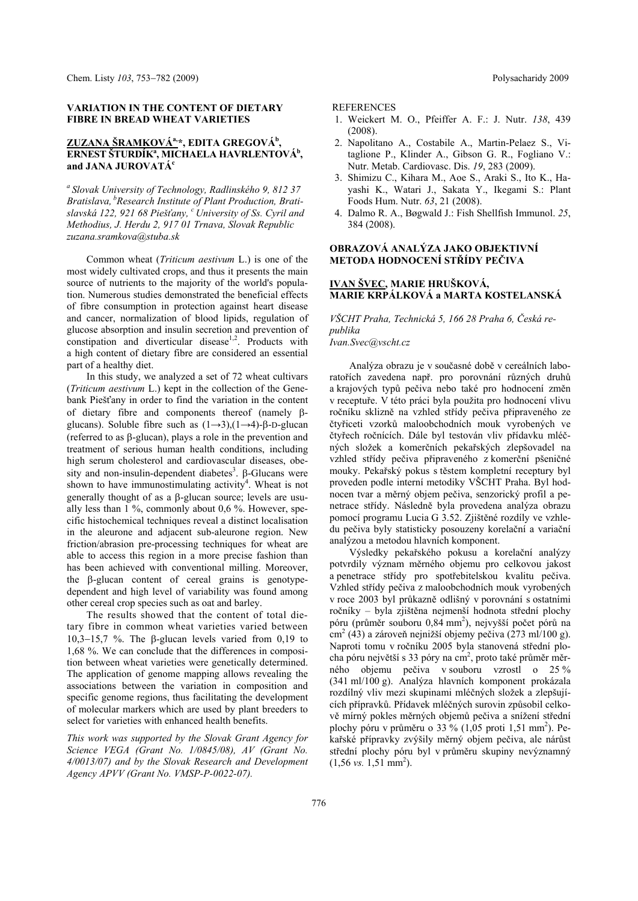## VARIATION IN THE CONTENT OF DIETARY FIBRE IN BREAD WHEAT VARIETIES

**ZUZANA ŠRAMKOVÁ[a,*], EDITA GREGOVÁ[b], ERNEST ŠTURDÍK[a], MICHAELA HAVRLENTOVÁ[b], and JANA JUROVATÁ[c]**

*[a] Slovak University of Technology, Radlinského 9, 812 37 Bratislava, [b] Research Institute of Plant Production, Bratislavská 122, 921 68 Piešťany, [c] University of Ss. Cyril and Methodius, J. Herdu 2, 917 01 Trnava, Slovak Republic*
*zuzana.sramkova@stuba.sk*

Common wheat (*Triticum aestivum* L.) is one of the most widely cultivated crops, and thus it presents the main source of nutrients to the majority of the world's population. Numerous studies demonstrated the beneficial effects of fibre consumption in protection against heart disease and cancer, normalization of blood lipids, regulation of glucose absorption and insulin secretion and prevention of constipation and diverticular disease[1,2]. Products with a high content of dietary fibre are considered an essential part of a healthy diet.

In this study, we analyzed a set of 72 wheat cultivars (*Triticum aestivum* L.) kept in the collection of the Genebank Piešťany in order to find the variation in the content of dietary fibre and components thereof (namely β-glucans). Soluble fibre such as (1→3),(1→4)-β-D-glucan (referred to as β-glucan), plays a role in the prevention and treatment of serious human health conditions, including high serum cholesterol and cardiovascular diseases, obesity and non-insulin-dependent diabetes[3]. β-Glucans were shown to have immunostimulating activity[4]. Wheat is not generally thought of as a β-glucan source; levels are usually less than 1 %, commonly about 0,6 %. However, specific histochemical techniques reveal a distinct localisation in the aleurone and adjacent sub-aleurone region. New friction/abrasion pre-processing techniques for wheat are able to access this region in a more precise fashion than has been achieved with conventional milling. Moreover, the β-glucan content of cereal grains is genotype-dependent and high level of variability was found among other cereal crop species such as oat and barley.

The results showed that the content of total dietary fibre in common wheat varieties varied between 10,3−15,7 %. The β-glucan levels varied from 0,19 to 1,68 %. We can conclude that the differences in composition between wheat varieties were genetically determined. The application of genome mapping allows revealing the associations between the variation in composition and specific genome regions, thus facilitating the development of molecular markers which are used by plant breeders to select for varieties with enhanced health benefits.

*This work was supported by the Slovak Grant Agency for Science VEGA (Grant No. 1/0845/08), AV (Grant No. 4/0013/07) and by the Slovak Research and Development Agency APVV (Grant No. VMSP-P-0022-07).*

REFERENCES

1. Weickert M. O., Pfeiffer A. F.: J. Nutr. *138*, 439 (2008).
2. Napolitano A., Costabile A., Martin-Pelaez S., Vitaglione P., Klinder A., Gibson G. R., Fogliano V.: Nutr. Metab. Cardiovasc. Dis. *19*, 283 (2009).
3. Shimizu C., Kihara M., Aoe S., Araki S., Ito K., Hayashi K., Watari J., Sakata Y., Ikegami S.: Plant Foods Hum. Nutr. *63*, 21 (2008).
4. Dalmo R. A., Bøgwald J.: Fish Shellfish Immunol. *25*, 384 (2008).

## OBRAZOVÁ ANALÝZA JAKO OBJEKTIVNÍ METODA HODNOCENÍ STŘÍDY PEČIVA

**IVAN ŠVEC, MARIE HRUŠKOVÁ, MARIE KRPÁLKOVÁ a MARTA KOSTELANSKÁ**

*VŠCHT Praha, Technická 5, 166 28 Praha 6, Česká republika*
*Ivan.Svec@vscht.cz*

Analýza obrazu je v současné době v cereálních laboratořích zavedena např. pro porovnání různých druhů a krajových typů pečiva nebo také pro hodnocení změn v receptuře. V této práci byla použita pro hodnocení vlivu ročníku sklizně na vzhled střídy pečiva připraveného ze čtyřiceti vzorků maloobchodních mouk vyrobených ve čtyřech ročnících. Dále byl testován vliv přídavku mléčných složek a komerčních pekařských zlepšovadel na vzhled střídy pečiva připraveného z komerční pšeničné mouky. Pekařský pokus s těstem kompletní receptury byl proveden podle interní metodiky VŠCHT Praha. Byl hodnocen tvar a měrný objem pečiva, senzorický profil a penetrace střídy. Následně byla provedena analýza obrazu pomocí programu Lucia G 3.52. Zjištěné rozdíly ve vzhledu pečiva byly statisticky posouzeny korelační a variační analýzou a metodou hlavních komponent.

Výsledky pekařského pokusu a korelační analýzy potvrdily význam měrného objemu pro celkovou jakost a penetrace střídy pro spotřebitelskou kvalitu pečiva. Vzhled střídy pečiva z maloobchodních mouk vyrobených v roce 2003 byl průkazně odlišný v porovnání s ostatními ročníky – byla zjištěna nejmenší hodnota střední plochy póru (průměr souboru 0,84 mm$^2$), nejvyšší počet pórů na cm$^2$ (43) a zároveň nejnižší objemy pečiva (273 ml/100 g). Naproti tomu v ročníku 2005 byla stanovená střední plocha póru největší s 33 póry na cm$^2$, proto také průměr měrného objemu pečiva v souboru vzrostl o 25 % (341 ml/100 g). Analýza hlavních komponent prokázala rozdílný vliv mezi skupinami mléčných složek a zlepšujících přípravků. Přídavek mléčných surovin způsobil celkově mírný pokles měrných objemů pečiva a snížení střední plochy póru v průměru o 33 % (1,05 proti 1,51 mm$^2$). Pekařské přípravky zvýšily měrný objem pečiva, ale nárůst střední plochy póru byl v průměru skupiny nevýznamný (1,56 *vs.* 1,51 mm$^2$).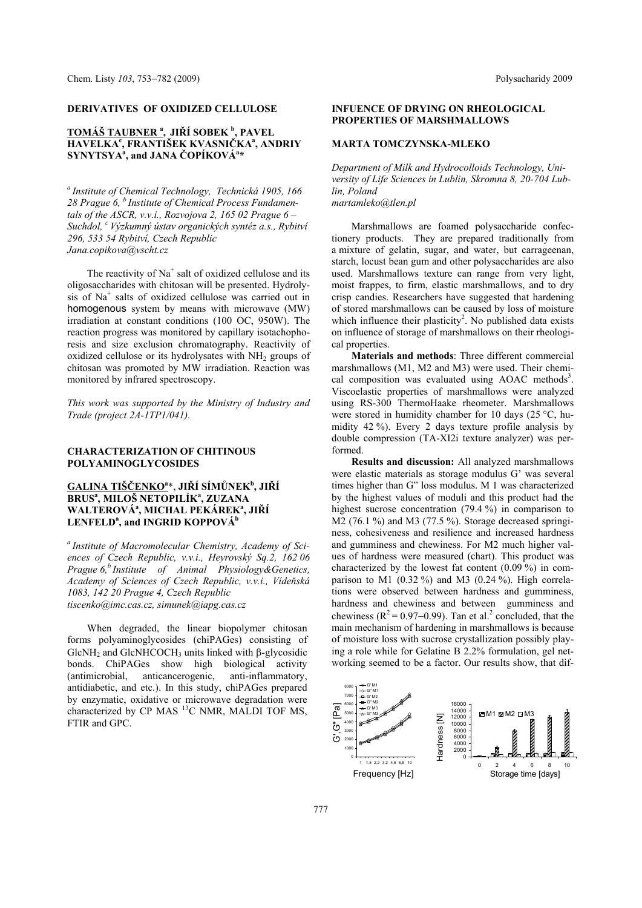## DERIVATIVES OF OXIDIZED CELLULOSE

**TOMÁŠ TAUBNER [a], JIŘÍ SOBEK [b], PAVEL HAVELKA[c], FRANTIŠEK KVASNIČKA[a], ANDRIY SYNYTSYA[a], and JANA ČOPÍKOVÁ[a]***

*[a] Institute of Chemical Technology, Technická 1905, 166 28 Prague 6, [b] Institute of Chemical Process Fundamentals of the ASCR, v.v.i., Rozvojova 2, 165 02 Prague 6 – Suchdol, [c] Výzkumný ústav organických syntéz a.s., Rybitví 296, 533 54 Rybitví, Czech Republic*
*Jana.copikova@vscht.cz*

The reactivity of $Na^+$ salt of oxidized cellulose and its oligosaccharides with chitosan will be presented. Hydrolysis of $Na^+$ salts of oxidized cellulose was carried out in homogenous system by means with microwave (MW) irradiation at constant conditions (100 OC, 950W). The reaction progress was monitored by capillary isotachophoresis and size exclusion chromatography. Reactivity of oxidized cellulose or its hydrolysates with $NH_2$ groups of chitosan was promoted by MW irradiation. Reaction was monitored by infrared spectroscopy.

*This work was supported by the Ministry of Industry and Trade (project 2A-1TP1/041).*

## CHARACTERIZATION OF CHITINOUS POLYAMINOGLYCOSIDES

**GALINA TIŠČENKO[a]*, JIŘÍ SÍMŮNEK[b], JIŘÍ BRUS[a], MILOŠ NETOPILÍK[a], ZUZANA WALTEROVÁ[a], MICHAL PEKÁREK[a], JIŘÍ LENFELD[a], and INGRID KOPPOVÁ[b]**

*[a] Institute of Macromolecular Chemistry, Academy of Sciences of Czech Republic, v.v.i., Heyrovský Sq.2, 162 06 Prague 6, [b] Institute of Animal Physiology&Genetics, Academy of Sciences of Czech Republic, v.v.i., Vídeňská 1083, 142 20 Prague 4, Czech Republic*
*tiscenko@imc.cas.cz, simunek@iapg.cas.cz*

When degraded, the linear biopolymer chitosan forms polyaminoglycosides (chiPAGes) consisting of $GlcNH_2$ and $GlcNHCOCH_3$ units linked with β-glycosidic bonds. ChiPAGes show high biological activity (antimicrobial, anticancerogenic, anti-inflammatory, antidiabetic, and etc.). In this study, chiPAGes prepared by enzymatic, oxidative or microwave degradation were characterized by CP MAS $^{13}C$ NMR, MALDI TOF MS, FTIR and GPC.

## INFUENCE OF DRYING ON RHEOLOGICAL PROPERTIES OF MARSHMALLOWS

**MARTA TOMCZYNSKA-MLEKO**

*Department of Milk and Hydrocolloids Technology, University of Life Sciences in Lublin, Skromna 8, 20-704 Lublin, Poland*
*martamleko@tlen.pl*

Marshmallows are foamed polysaccharide confectionery products. They are prepared traditionally from a mixture of gelatin, sugar, and water, but carrageenan, starch, locust bean gum and other polysaccharides are also used. Marshmallows texture can range from very light, moist frappes, to firm, elastic marshmallows, and to dry crisp candies. Researchers have suggested that hardening of stored marshmallows can be caused by loss of moisture which influence their plasticity[2]. No published data exists on influence of storage of marshmallows on their rheological properties.

**Materials and methods**: Three different commercial marshmallows (M1, M2 and M3) were used. Their chemical composition was evaluated using AOAC methods[3]. Viscoelastic properties of marshmallows were analyzed using RS-300 ThermoHaake rheometer. Marshmallows were stored in humidity chamber for 10 days (25 °C, humidity 42 %). Every 2 days texture profile analysis by double compression (TA-XI2i texture analyzer) was performed.

**Results and discussion:** All analyzed marshmallows were elastic materials as storage modulus G' was several times higher than G" loss modulus. M 1 was characterized by the highest values of moduli and this product had the highest sucrose concentration (79.4 %) in comparison to M2 (76.1 %) and M3 (77.5 %). Storage decreased springiness, cohesiveness and resilience and increased hardness and gumminess and chewiness. For M2 much higher values of hardness were measured (chart). This product was characterized by the lowest fat content (0.09 %) in comparison to M1 (0.32 %) and M3 (0.24 %). High correlations were observed between hardness and gumminess, hardness and chewiness and between gumminess and chewiness ($R^2 = 0.97–0.99$). Tan et al.[2] concluded, that the main mechanism of hardening in marshmallows is because of moisture loss with sucrose crystallization possibly playing a role while for Gelatine B 2.2% formulation, gel networking seemed to be a factor. Our results show, that dif-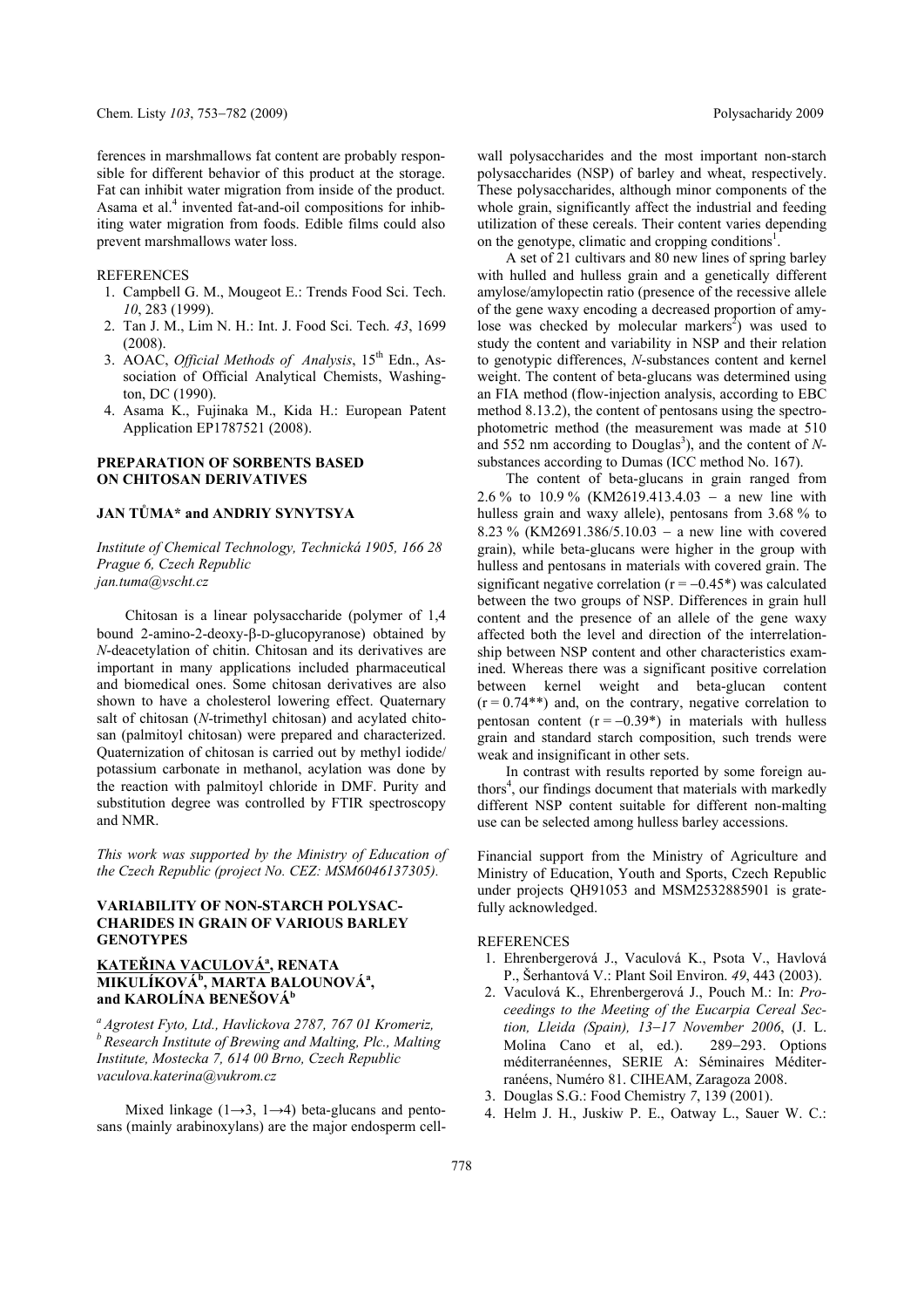ferences in marshmallows fat content are probably responsible for different behavior of this product at the storage. Fat can inhibit water migration from inside of the product. Asama et al.[4] invented fat-and-oil compositions for inhibiting water migration from foods. Edible films could also prevent marshmallows water loss.

REFERENCES

1. Campbell G. M., Mougeot E.: Trends Food Sci. Tech. *10*, 283 (1999).
2. Tan J. M., Lim N. H.: Int. J. Food Sci. Tech. *43*, 1699 (2008).
3. AOAC, *Official Methods of Analysis*, 15th Edn., Association of Official Analytical Chemists, Washington, DC (1990).
4. Asama K., Fujinaka M., Kida H.: European Patent Application EP1787521 (2008).

## PREPARATION OF SORBENTS BASED ON CHITOSAN DERIVATIVES

**JAN TŮMA\* and ANDRIY SYNYTSYA**

*Institute of Chemical Technology, Technická 1905, 166 28 Prague 6, Czech Republic*
*jan.tuma@vscht.cz*

Chitosan is a linear polysaccharide (polymer of 1,4 bound 2-amino-2-deoxy-β-D-glucopyranose) obtained by *N*-deacetylation of chitin. Chitosan and its derivatives are important in many applications included pharmaceutical and biomedical ones. Some chitosan derivatives are also shown to have a cholesterol lowering effect. Quaternary salt of chitosan (*N*-trimethyl chitosan) and acylated chitosan (palmitoyl chitosan) were prepared and characterized. Quaternization of chitosan is carried out by methyl iodide/ potassium carbonate in methanol, acylation was done by the reaction with palmitoyl chloride in DMF. Purity and substitution degree was controlled by FTIR spectroscopy and NMR.

*This work was supported by the Ministry of Education of the Czech Republic (project No. CEZ: MSM6046137305).*

## VARIABILITY OF NON-STARCH POLYSACCHARIDES IN GRAIN OF VARIOUS BARLEY GENOTYPES

**KATEŘINA VACULOVÁ[a], RENATA MIKULÍKOVÁ[b], MARTA BALOUNOVÁ[a], and KAROLÍNA BENEŠOVÁ[b]**

[a] *Agrotest Fyto, Ltd., Havlickova 2787, 767 01 Kromeriz,*
[b] *Research Institute of Brewing and Malting, Plc., Malting Institute, Mostecka 7, 614 00 Brno, Czech Republic*
*vaculova.katerina@vukrom.cz*

Mixed linkage (1→3, 1→4) beta-glucans and pentosans (mainly arabinoxylans) are the major endosperm cell-wall polysaccharides and the most important non-starch polysaccharides (NSP) of barley and wheat, respectively. These polysaccharides, although minor components of the whole grain, significantly affect the industrial and feeding utilization of these cereals. Their content varies depending on the genotype, climatic and cropping conditions[1].

A set of 21 cultivars and 80 new lines of spring barley with hulled and hulless grain and a genetically different amylose/amylopectin ratio (presence of the recessive allele of the gene waxy encoding a decreased proportion of amylose was checked by molecular markers[2]) was used to study the content and variability in NSP and their relation to genotypic differences, *N*-substances content and kernel weight. The content of beta-glucans was determined using an FIA method (flow-injection analysis, according to EBC method 8.13.2), the content of pentosans using the spectrophotometric method (the measurement was made at 510 and 552 nm according to Douglas[3]), and the content of *N*-substances according to Dumas (ICC method No. 167).

The content of beta-glucans in grain ranged from 2.6 % to 10.9 % (KM2619.413.4.03 – a new line with hulless grain and waxy allele), pentosans from 3.68 % to 8.23 % (KM2691.386/5.10.03 – a new line with covered grain), while beta-glucans were higher in the group with hulless and pentosans in materials with covered grain. The significant negative correlation ($r = -0.45^*$) was calculated between the two groups of NSP. Differences in grain hull content and the presence of an allele of the gene waxy affected both the level and direction of the interrelationship between NSP content and other characteristics examined. Whereas there was a significant positive correlation between kernel weight and beta-glucan content ($r = 0.74^{**}$) and, on the contrary, negative correlation to pentosan content ($r = -0.39^*$) in materials with hulless grain and standard starch composition, such trends were weak and insignificant in other sets.

In contrast with results reported by some foreign authors[4], our findings document that materials with markedly different NSP content suitable for different non-malting use can be selected among hulless barley accessions.

Financial support from the Ministry of Agriculture and Ministry of Education, Youth and Sports, Czech Republic under projects QH91053 and MSM2532885901 is gratefully acknowledged.

REFERENCES

1. Ehrenbergerová J., Vaculová K., Psota V., Havlová P., Šerhantová V.: Plant Soil Environ. *49*, 443 (2003).
2. Vaculová K., Ehrenbergerová J., Pouch M.: In: *Proceedings to the Meeting of the Eucarpia Cereal Section, Lleida (Spain), 13–17 November 2006*, (J. L. Molina Cano et al, ed.). 289–293. Options méditerranéennes, SERIE A: Séminaires Méditerranéens, Numéro 81. CIHEAM, Zaragoza 2008.
3. Douglas S.G.: Food Chemistry *7*, 139 (2001).
4. Helm J. H., Juskiw P. E., Oatway L., Sauer W. C.: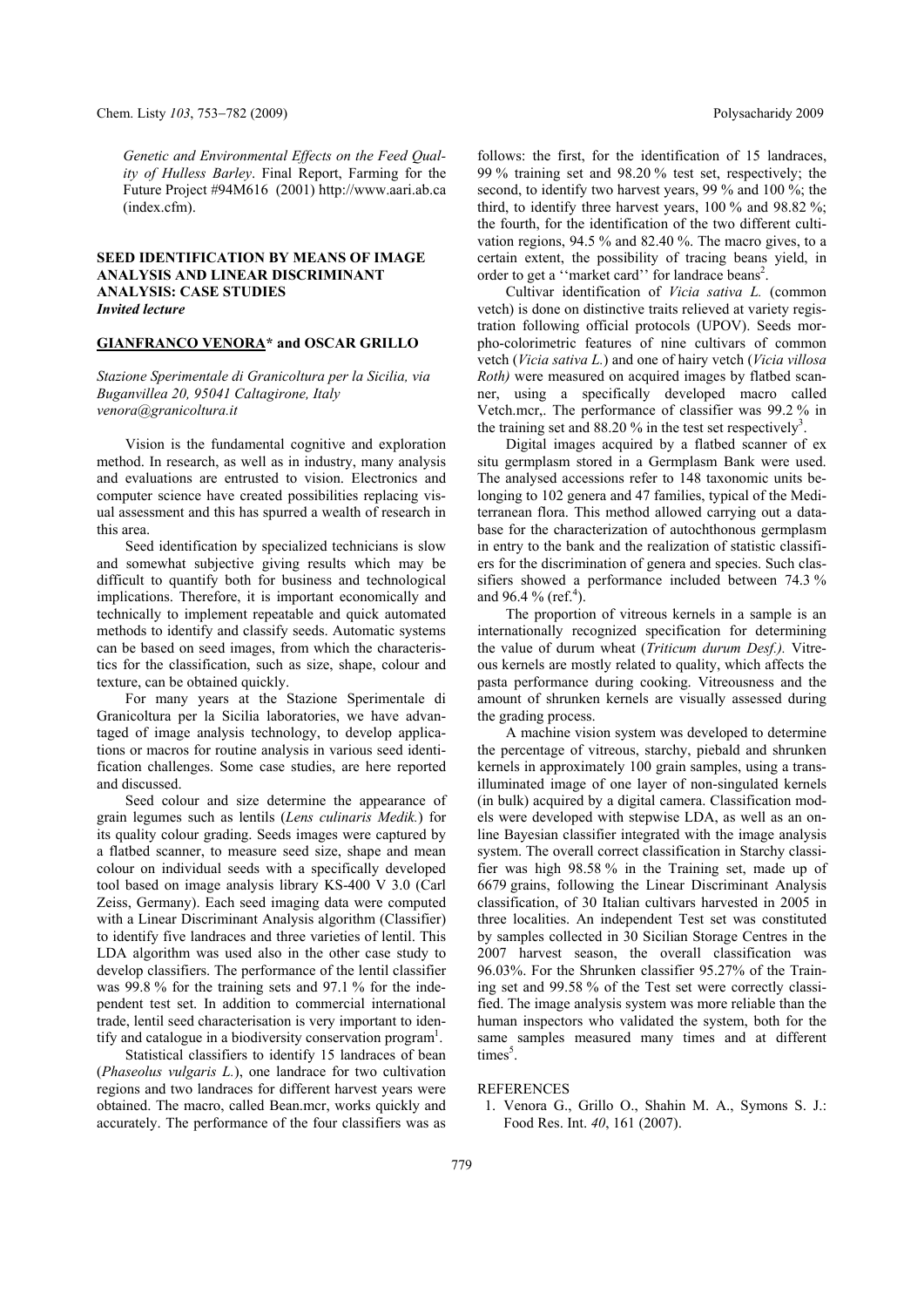*Genetic and Environmental Effects on the Feed Quality of Hulless Barley*. Final Report, Farming for the Future Project #94M616 (2001) http://www.aari.ab.ca (index.cfm).

## SEED IDENTIFICATION BY MEANS OF IMAGE ANALYSIS AND LINEAR DISCRIMINANT ANALYSIS: CASE STUDIES
***Invited lecture***

**GIANFRANCO VENORA\* and OSCAR GRILLO**

*Stazione Sperimentale di Granicoltura per la Sicilia, via Buganvillea 20, 95041 Caltagirone, Italy*
*venora@granicoltura.it*

Vision is the fundamental cognitive and exploration method. In research, as well as in industry, many analysis and evaluations are entrusted to vision. Electronics and computer science have created possibilities replacing visual assessment and this has spurred a wealth of research in this area.

Seed identification by specialized technicians is slow and somewhat subjective giving results which may be difficult to quantify both for business and technological implications. Therefore, it is important economically and technically to implement repeatable and quick automated methods to identify and classify seeds. Automatic systems can be based on seed images, from which the characteristics for the classification, such as size, shape, colour and texture, can be obtained quickly.

For many years at the Stazione Sperimentale di Granicoltura per la Sicilia laboratories, we have advantaged of image analysis technology, to develop applications or macros for routine analysis in various seed identification challenges. Some case studies, are here reported and discussed.

Seed colour and size determine the appearance of grain legumes such as lentils (*Lens culinaris Medik.*) for its quality colour grading. Seeds images were captured by a flatbed scanner, to measure seed size, shape and mean colour on individual seeds with a specifically developed tool based on image analysis library KS-400 V 3.0 (Carl Zeiss, Germany). Each seed imaging data were computed with a Linear Discriminant Analysis algorithm (Classifier) to identify five landraces and three varieties of lentil. This LDA algorithm was used also in the other case study to develop classifiers. The performance of the lentil classifier was 99.8 % for the training sets and 97.1 % for the independent test set. In addition to commercial international trade, lentil seed characterisation is very important to identify and catalogue in a biodiversity conservation program[1].

Statistical classifiers to identify 15 landraces of bean (*Phaseolus vulgaris L.*), one landrace for two cultivation regions and two landraces for different harvest years were obtained. The macro, called Bean.mcr, works quickly and accurately. The performance of the four classifiers was as follows: the first, for the identification of 15 landraces, 99 % training set and 98.20 % test set, respectively; the second, to identify two harvest years, 99 % and 100 %; the third, to identify three harvest years, 100 % and 98.82 %; the fourth, for the identification of the two different cultivation regions, 94.5 % and 82.40 %. The macro gives, to a certain extent, the possibility of tracing beans yield, in order to get a ''market card'' for landrace beans[2].

Cultivar identification of *Vicia sativa L.* (common vetch) is done on distinctive traits relieved at variety registration following official protocols (UPOV). Seeds morpho-colorimetric features of nine cultivars of common vetch (*Vicia sativa L.*) and one of hairy vetch (*Vicia villosa Roth)* were measured on acquired images by flatbed scanner, using a specifically developed macro called Vetch.mcr,. The performance of classifier was 99.2 % in the training set and 88.20 % in the test set respectively[3].

Digital images acquired by a flatbed scanner of ex situ germplasm stored in a Germplasm Bank were used. The analysed accessions refer to 148 taxonomic units belonging to 102 genera and 47 families, typical of the Mediterranean flora. This method allowed carrying out a database for the characterization of autochthonous germplasm in entry to the bank and the realization of statistic classifiers for the discrimination of genera and species. Such classifiers showed a performance included between 74.3 % and 96.4 % (ref.[4]).

The proportion of vitreous kernels in a sample is an internationally recognized specification for determining the value of durum wheat (*Triticum durum Desf.).* Vitreous kernels are mostly related to quality, which affects the pasta performance during cooking. Vitreousness and the amount of shrunken kernels are visually assessed during the grading process.

A machine vision system was developed to determine the percentage of vitreous, starchy, piebald and shrunken kernels in approximately 100 grain samples, using a transilluminated image of one layer of non-singulated kernels (in bulk) acquired by a digital camera. Classification models were developed with stepwise LDA, as well as an online Bayesian classifier integrated with the image analysis system. The overall correct classification in Starchy classifier was high 98.58 % in the Training set, made up of 6679 grains, following the Linear Discriminant Analysis classification, of 30 Italian cultivars harvested in 2005 in three localities. An independent Test set was constituted by samples collected in 30 Sicilian Storage Centres in the 2007 harvest season, the overall classification was 96.03%. For the Shrunken classifier 95.27% of the Training set and 99.58 % of the Test set were correctly classified. The image analysis system was more reliable than the human inspectors who validated the system, both for the same samples measured many times and at different times[5].

REFERENCES

1. Venora G., Grillo O., Shahin M. A., Symons S. J.: Food Res. Int. *40*, 161 (2007).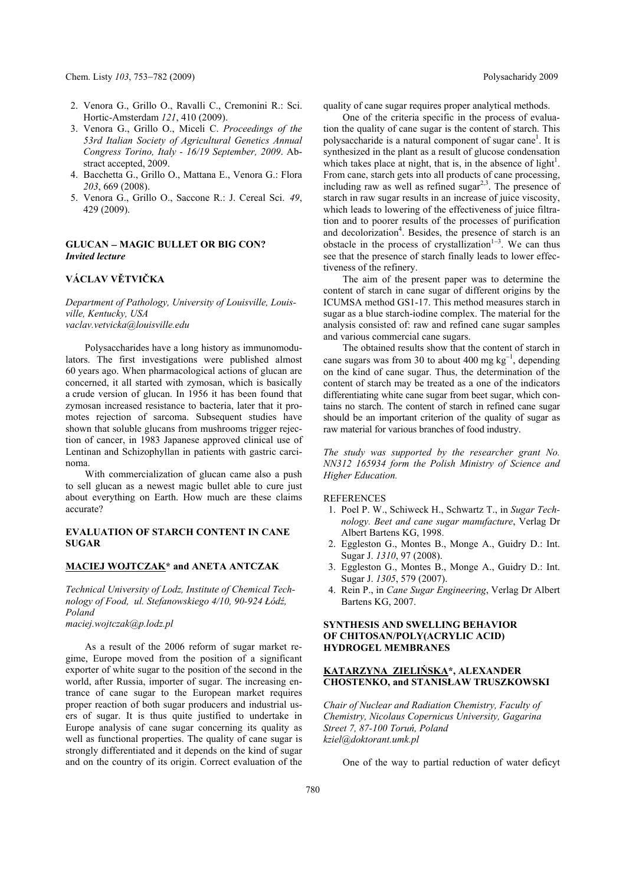2. Venora G., Grillo O., Ravalli C., Cremonini R.: Sci. Hortic-Amsterdam *121*, 410 (2009).
3. Venora G., Grillo O., Miceli C. *Proceedings of the 53rd Italian Society of Agricultural Genetics Annual Congress Torino, Italy - 16/19 September, 2009*. Abstract accepted, 2009.
4. Bacchetta G., Grillo O., Mattana E., Venora G.: Flora *203*, 669 (2008).
5. Venora G., Grillo O., Saccone R.: J. Cereal Sci. *49*, 429 (2009).

## GLUCAN – MAGIC BULLET OR BIG CON?

***Invited lecture***

### VÁCLAV VĚTVIČKA

*Department of Pathology, University of Louisville, Louisville, Kentucky, USA*
*vaclav.vetvicka@louisville.edu*

Polysaccharides have a long history as immunomodulators. The first investigations were published almost 60 years ago. When pharmacological actions of glucan are concerned, it all started with zymosan, which is basically a crude version of glucan. In 1956 it has been found that zymosan increased resistance to bacteria, later that it promotes rejection of sarcoma. Subsequent studies have shown that soluble glucans from mushrooms trigger rejection of cancer, in 1983 Japanese approved clinical use of Lentinan and Schizophyllan in patients with gastric carcinoma.

With commercialization of glucan came also a push to sell glucan as a newest magic bullet able to cure just about everything on Earth. How much are these claims accurate?

## EVALUATION OF STARCH CONTENT IN CANE SUGAR

### MACIEJ WOJTCZAK* and ANETA ANTCZAK

*Technical University of Lodz, Institute of Chemical Technology of Food, ul. Stefanowskiego 4/10, 90-924 Łódź, Poland*
*maciej.wojtczak@p.lodz.pl*

As a result of the 2006 reform of sugar market regime, Europe moved from the position of a significant exporter of white sugar to the position of the second in the world, after Russia, importer of sugar. The increasing entrance of cane sugar to the European market requires proper reaction of both sugar producers and industrial users of sugar. It is thus quite justified to undertake in Europe analysis of cane sugar concerning its quality as well as functional properties. The quality of cane sugar is strongly differentiated and it depends on the kind of sugar and on the country of its origin. Correct evaluation of the quality of cane sugar requires proper analytical methods.

One of the criteria specific in the process of evaluation the quality of cane sugar is the content of starch. This polysaccharide is a natural component of sugar cane[1]. It is synthesized in the plant as a result of glucose condensation which takes place at night, that is, in the absence of light[1]. From cane, starch gets into all products of cane processing, including raw as well as refined sugar[2,3]. The presence of starch in raw sugar results in an increase of juice viscosity, which leads to lowering of the effectiveness of juice filtration and to poorer results of the processes of purification and decolorization[4]. Besides, the presence of starch is an obstacle in the process of crystallization[1–3]. We can thus see that the presence of starch finally leads to lower effectiveness of the refinery.

The aim of the present paper was to determine the content of starch in cane sugar of different origins by the ICUMSA method GS1-17. This method measures starch in sugar as a blue starch-iodine complex. The material for the analysis consisted of: raw and refined cane sugar samples and various commercial cane sugars.

The obtained results show that the content of starch in cane sugars was from 30 to about 400 mg kg$^{-1}$, depending on the kind of cane sugar. Thus, the determination of the content of starch may be treated as a one of the indicators differentiating white cane sugar from beet sugar, which contains no starch. The content of starch in refined cane sugar should be an important criterion of the quality of sugar as raw material for various branches of food industry.

*The study was supported by the researcher grant No. NN312 165934 form the Polish Ministry of Science and Higher Education.*

REFERENCES

1. Poel P. W., Schiweck H., Schwartz T., in *Sugar Technology. Beet and cane sugar manufacture*, Verlag Dr Albert Bartens KG, 1998.
2. Eggleston G., Montes B., Monge A., Guidry D.: Int. Sugar J. *1310*, 97 (2008).
3. Eggleston G., Montes B., Monge A., Guidry D.: Int. Sugar J. *1305*, 579 (2007).
4. Rein P., in *Cane Sugar Engineering*, Verlag Dr Albert Bartens KG, 2007.

## SYNTHESIS AND SWELLING BEHAVIOR OF CHITOSAN/POLY(ACRYLIC ACID) HYDROGEL MEMBRANES

### KATARZYNA ZIELIŃSKA*, ALEXANDER CHOSTENKO, and STANISŁAW TRUSZKOWSKI

*Chair of Nuclear and Radiation Chemistry, Faculty of Chemistry, Nicolaus Copernicus University, Gagarina Street 7, 87-100 Toruń, Poland*
*kziel@doktorant.umk.pl*

One of the way to partial reduction of water deficyt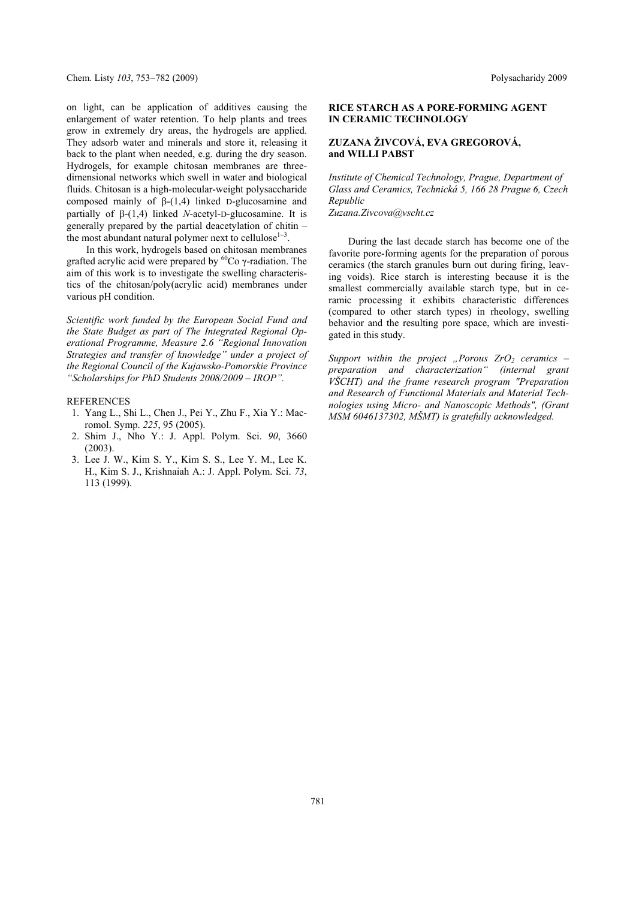on light, can be application of additives causing the enlargement of water retention. To help plants and trees grow in extremely dry areas, the hydrogels are applied. They adsorb water and minerals and store it, releasing it back to the plant when needed, e.g. during the dry season. Hydrogels, for example chitosan membranes are three-dimensional networks which swell in water and biological fluids. Chitosan is a high-molecular-weight polysaccharide composed mainly of β-(1,4) linked D-glucosamine and partially of β-(1,4) linked *N*-acetyl-D-glucosamine. It is generally prepared by the partial deacetylation of chitin – the most abundant natural polymer next to cellulose[1–3].

In this work, hydrogels based on chitosan membranes grafted acrylic acid were prepared by $^{60}$Co γ-radiation. The aim of this work is to investigate the swelling characteristics of the chitosan/poly(acrylic acid) membranes under various pH condition.

*Scientific work funded by the European Social Fund and the State Budget as part of The Integrated Regional Operational Programme, Measure 2.6 "Regional Innovation Strategies and transfer of knowledge" under a project of the Regional Council of the Kujawsko-Pomorskie Province "Scholarships for PhD Students 2008/2009 – IROP".*

REFERENCES

1. Yang L., Shi L., Chen J., Pei Y., Zhu F., Xia Y.: Macromol. Symp. *225*, 95 (2005).
2. Shim J., Nho Y.: J. Appl. Polym. Sci. *90*, 3660 (2003).
3. Lee J. W., Kim S. Y., Kim S. S., Lee Y. M., Lee K. H., Kim S. J., Krishnaiah A.: J. Appl. Polym. Sci. *73*, 113 (1999).

## RICE STARCH AS A PORE-FORMING AGENT IN CERAMIC TECHNOLOGY

**ZUZANA ŽIVCOVÁ, EVA GREGOROVÁ, and WILLI PABST**

*Institute of Chemical Technology, Prague, Department of Glass and Ceramics, Technická 5, 166 28 Prague 6, Czech Republic*
*Zuzana.Zivcova@vscht.cz*

During the last decade starch has become one of the favorite pore-forming agents for the preparation of porous ceramics (the starch granules burn out during firing, leaving voids). Rice starch is interesting because it is the smallest commercially available starch type, but in ceramic processing it exhibits characteristic differences (compared to other starch types) in rheology, swelling behavior and the resulting pore space, which are investigated in this study.

*Support within the project „Porous $ZrO_2$ ceramics – preparation and characterization" (internal grant VŠCHT) and the frame research program "Preparation and Research of Functional Materials and Material Technologies using Micro- and Nanoscopic Methods", (Grant MSM 6046137302, MŠMT) is gratefully acknowledged.*